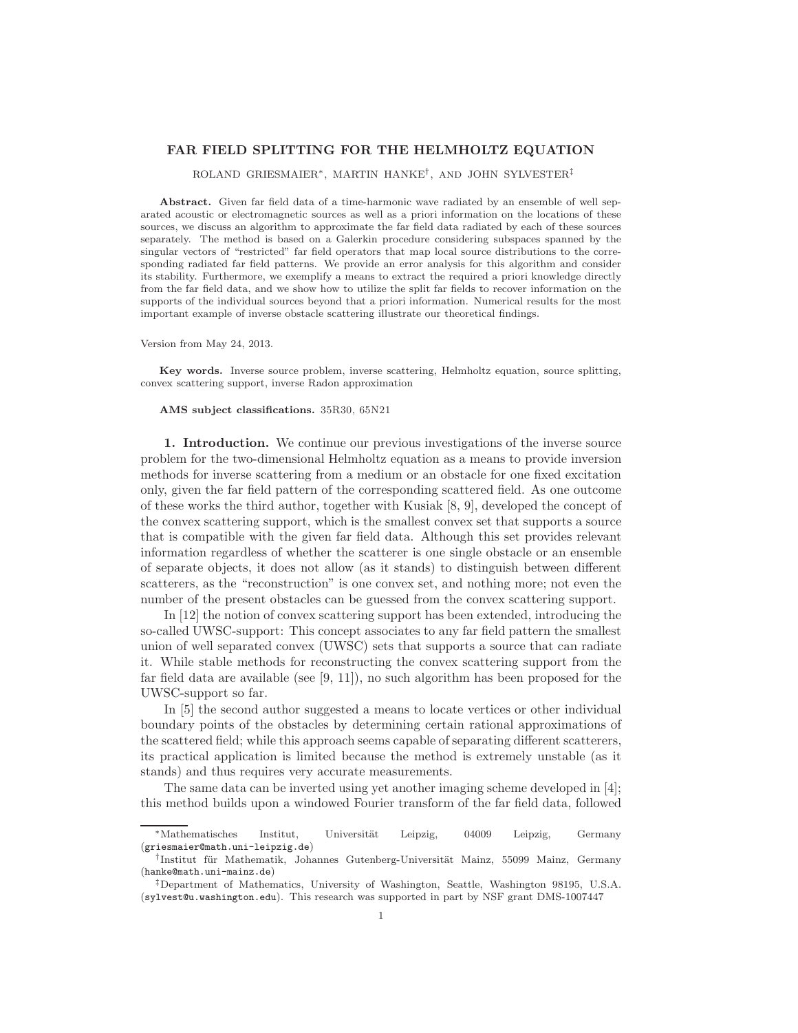# FAR FIELD SPLITTING FOR THE HELMHOLTZ EQUATION

ROLAND GRIESMAIER[*], MARTIN HANKE[†], AND JOHN SYLVESTER[‡]

**Abstract.** Given far field data of a time-harmonic wave radiated by an ensemble of well separated acoustic or electromagnetic sources as well as a priori information on the locations of these sources, we discuss an algorithm to approximate the far field data radiated by each of these sources separately. The method is based on a Galerkin procedure considering subspaces spanned by the singular vectors of "restricted" far field operators that map local source distributions to the corresponding radiated far field patterns. We provide an error analysis for this algorithm and consider its stability. Furthermore, we exemplify a means to extract the required a priori knowledge directly from the far field data, and we show how to utilize the split far fields to recover information on the supports of the individual sources beyond that a priori information. Numerical results for the most important example of inverse obstacle scattering illustrate our theoretical findings.

Version from May 24, 2013.

**Key words.** Inverse source problem, inverse scattering, Helmholtz equation, source splitting, convex scattering support, inverse Radon approximation

**AMS subject classifications.** 35R30, 65N21

## 1. Introduction.

We continue our previous investigations of the inverse source problem for the two-dimensional Helmholtz equation as a means to provide inversion methods for inverse scattering from a medium or an obstacle for one fixed excitation only, given the far field pattern of the corresponding scattered field. As one outcome of these works the third author, together with Kusiak [8, 9], developed the concept of the convex scattering support, which is the smallest convex set that supports a source that is compatible with the given far field data. Although this set provides relevant information regardless of whether the scatterer is one single obstacle or an ensemble of separate objects, it does not allow (as it stands) to distinguish between different scatterers, as the "reconstruction" is one convex set, and nothing more; not even the number of the present obstacles can be guessed from the convex scattering support.

In [12] the notion of convex scattering support has been extended, introducing the so-called UWSC-support: This concept associates to any far field pattern the smallest union of well separated convex (UWSC) sets that supports a source that can radiate it. While stable methods for reconstructing the convex scattering support from the far field data are available (see [9, 11]), no such algorithm has been proposed for the UWSC-support so far.

In [5] the second author suggested a means to locate vertices or other individual boundary points of the obstacles by determining certain rational approximations of the scattered field; while this approach seems capable of separating different scatterers, its practical application is limited because the method is extremely unstable (as it stands) and thus requires very accurate measurements.

The same data can be inverted using yet another imaging scheme developed in [4]; this method builds upon a windowed Fourier transform of the far field data, followed

---

[*] Mathematisches Institut, Universität Leipzig, 04009 Leipzig, Germany (griesmaier@math.uni-leipzig.de)

[†] Institut für Mathematik, Johannes Gutenberg-Universität Mainz, 55099 Mainz, Germany (hanke@math.uni-mainz.de)

[‡] Department of Mathematics, University of Washington, Seattle, Washington 98195, U.S.A. (sylvest@u.washington.edu). This research was supported in part by NSF grant DMS-1007447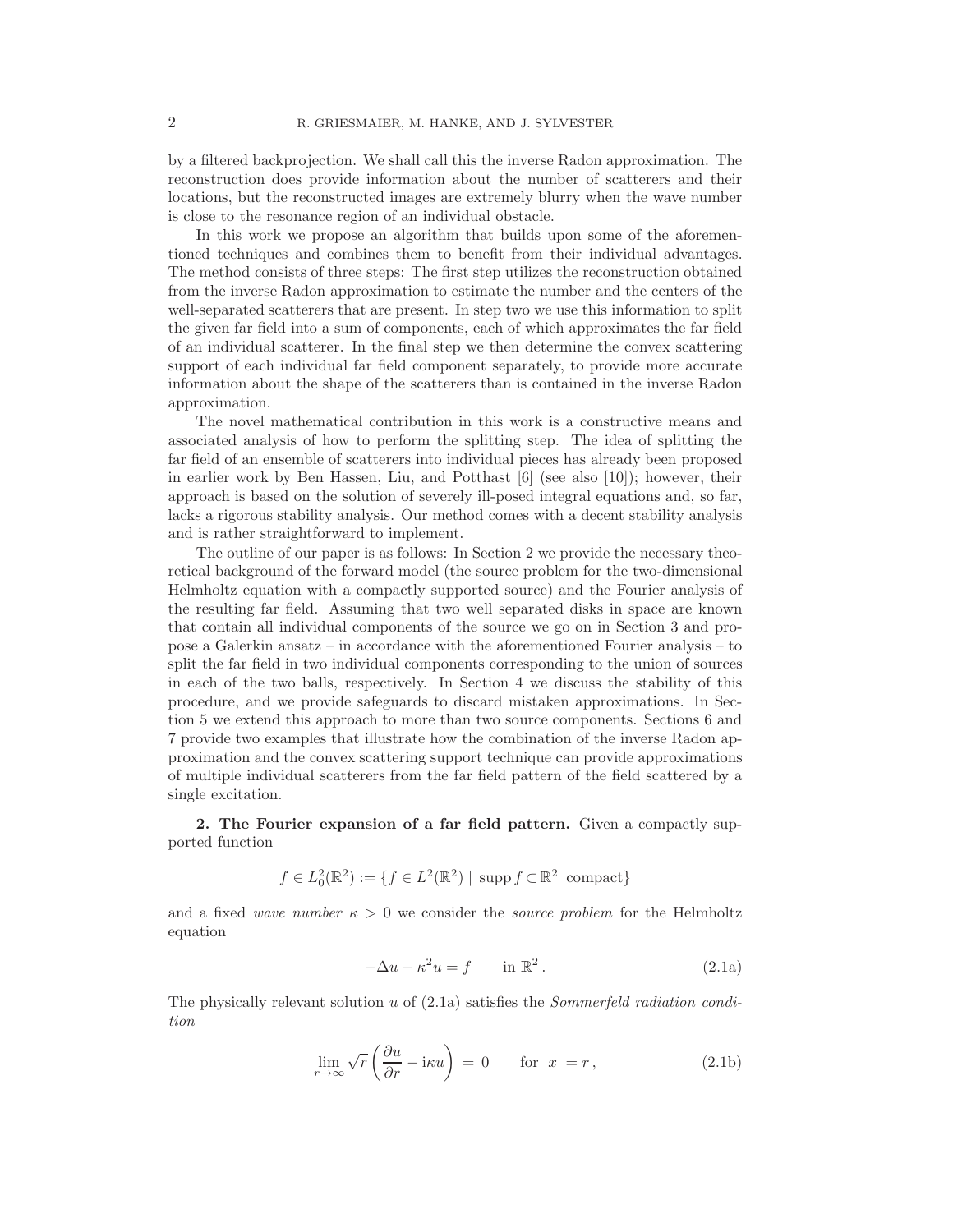by a filtered backprojection. We shall call this the inverse Radon approximation. The reconstruction does provide information about the number of scatterers and their locations, but the reconstructed images are extremely blurry when the wave number is close to the resonance region of an individual obstacle.

In this work we propose an algorithm that builds upon some of the aforementioned techniques and combines them to benefit from their individual advantages. The method consists of three steps: The first step utilizes the reconstruction obtained from the inverse Radon approximation to estimate the number and the centers of the well-separated scatterers that are present. In step two we use this information to split the given far field into a sum of components, each of which approximates the far field of an individual scatterer. In the final step we then determine the convex scattering support of each individual far field component separately, to provide more accurate information about the shape of the scatterers than is contained in the inverse Radon approximation.

The novel mathematical contribution in this work is a constructive means and associated analysis of how to perform the splitting step. The idea of splitting the far field of an ensemble of scatterers into individual pieces has already been proposed in earlier work by Ben Hassen, Liu, and Potthast [6] (see also [10]); however, their approach is based on the solution of severely ill-posed integral equations and, so far, lacks a rigorous stability analysis. Our method comes with a decent stability analysis and is rather straightforward to implement.

The outline of our paper is as follows: In Section 2 we provide the necessary theoretical background of the forward model (the source problem for the two-dimensional Helmholtz equation with a compactly supported source) and the Fourier analysis of the resulting far field. Assuming that two well separated disks in space are known that contain all individual components of the source we go on in Section 3 and propose a Galerkin ansatz – in accordance with the aforementioned Fourier analysis – to split the far field in two individual components corresponding to the union of sources in each of the two balls, respectively. In Section 4 we discuss the stability of this procedure, and we provide safeguards to discard mistaken approximations. In Section 5 we extend this approach to more than two source components. Sections 6 and 7 provide two examples that illustrate how the combination of the inverse Radon approximation and the convex scattering support technique can provide approximations of multiple individual scatterers from the far field pattern of the field scattered by a single excitation.

**2. The Fourier expansion of a far field pattern.** Given a compactly supported function

$$f \in L^2_0(\mathbb{R}^2) := \{ f \in L^2(\mathbb{R}^2) \mid \operatorname{supp} f \subset \mathbb{R}^2 \text{ compact} \}$$

and a fixed *wave number* $\kappa > 0$ we consider the *source problem* for the Helmholtz equation

$$-\Delta u - \kappa^2 u = f \qquad \text{in } \mathbb{R}^2 \,. \tag{2.1a}$$

The physically relevant solution $u$ of (2.1a) satisfies the *Sommerfeld radiation condition*

$$\lim_{r\to\infty} \sqrt{r} \left( \frac{\partial u}{\partial r} - \mathrm{i}\kappa u \right) \,=\, 0 \qquad \text{for } |x| = r \,, \tag{2.1b}$$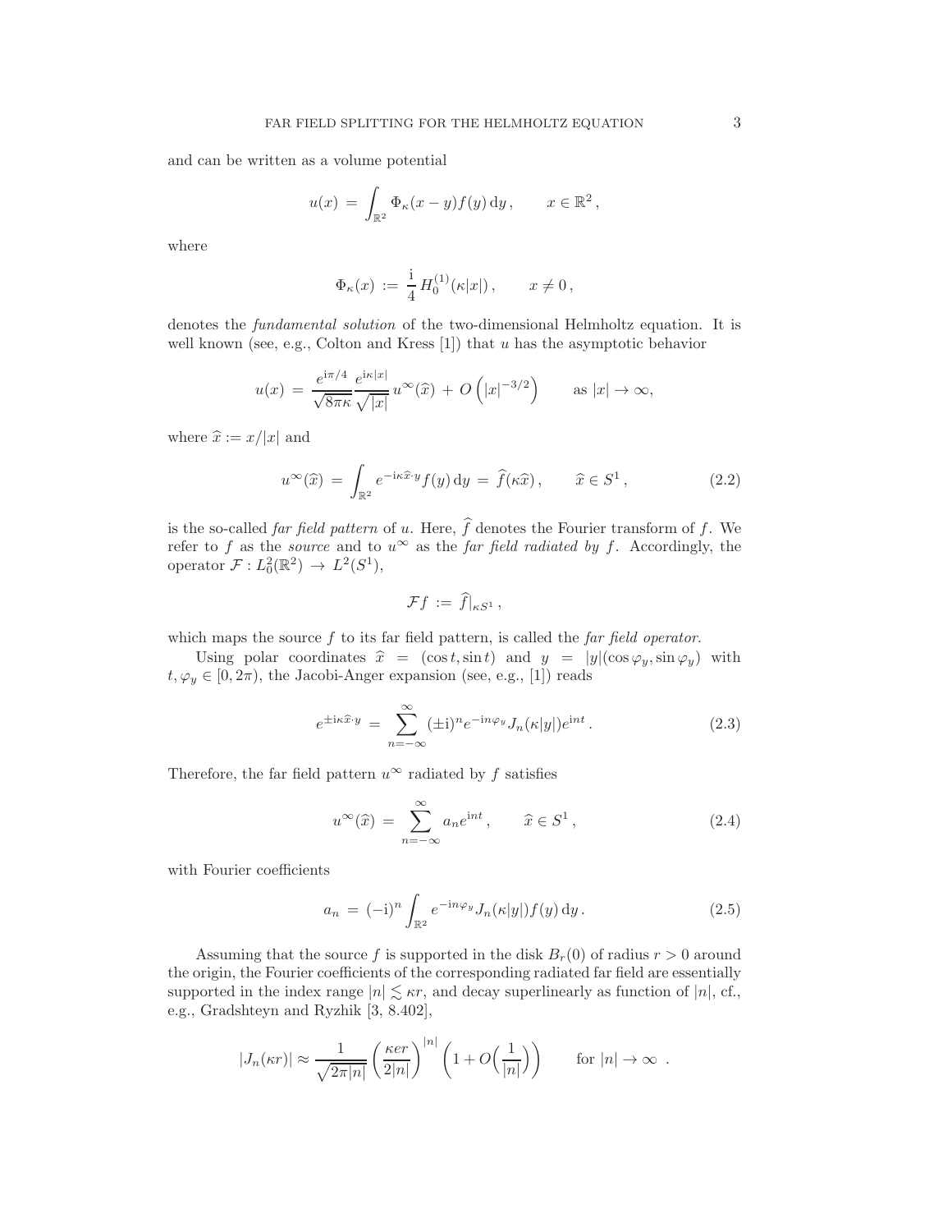and can be written as a volume potential

$$u(x) \,=\, \int_{\mathbb{R}^2} \Phi_\kappa(x-y) f(y)\,\mathrm{d}y\,, \qquad x \in \mathbb{R}^2\,,$$

where

$$\Phi_\kappa(x) \,:=\, \frac{\mathrm{i}}{4}\, H_0^{(1)}(\kappa|x|)\,, \qquad x \neq 0\,,$$

denotes the *fundamental solution* of the two-dimensional Helmholtz equation. It is well known (see, e.g., Colton and Kress [1]) that $u$ has the asymptotic behavior

$$u(x) \,=\, \frac{e^{\mathrm{i}\pi/4}}{\sqrt{8\pi\kappa}} \frac{e^{\mathrm{i}\kappa|x|}}{\sqrt{|x|}}\, u^\infty(\widehat{x}) \,+\, O\left(|x|^{-3/2}\right) \qquad \text{as } |x| \to \infty,$$

where $\widehat{x} := x/|x|$ and

$$u^\infty(\widehat{x}) \,=\, \int_{\mathbb{R}^2} e^{-\mathrm{i}\kappa \widehat{x}\cdot y} f(y)\,\mathrm{d}y \,=\, \widehat{f}(\kappa \widehat{x})\,, \qquad \widehat{x} \in S^1\,, \tag{2.2}$$

is the so-called *far field pattern* of $u$. Here, $\widehat{f}$ denotes the Fourier transform of $f$. We refer to $f$ as the *source* and to $u^\infty$ as the *far field radiated by* $f$. Accordingly, the operator $\mathcal{F} : L^2_0(\mathbb{R}^2) \to L^2(S^1)$,

$$\mathcal{F} f \,:=\, \widehat{f}|_{\kappa S^1}\,,$$

which maps the source $f$ to its far field pattern, is called the *far field operator*.

Using polar coordinates $\widehat{x} = (\cos t, \sin t)$ and $y = |y|(\cos\varphi_y, \sin\varphi_y)$ with $t, \varphi_y \in [0, 2\pi)$, the Jacobi-Anger expansion (see, e.g., [1]) reads

$$e^{\pm \mathrm{i}\kappa \widehat{x}\cdot y} \,=\, \sum_{n=-\infty}^{\infty} (\pm\mathrm{i})^n e^{-\mathrm{i}n\varphi_y} J_n(\kappa|y|) e^{\mathrm{i}nt}\,. \tag{2.3}$$

Therefore, the far field pattern $u^\infty$ radiated by $f$ satisfies

$$u^\infty(\widehat{x}) \,=\, \sum_{n=-\infty}^{\infty} a_n e^{\mathrm{i}nt}\,, \qquad \widehat{x} \in S^1\,, \tag{2.4}$$

with Fourier coefficients

$$a_n \,=\, (-\mathrm{i})^n \int_{\mathbb{R}^2} e^{-\mathrm{i}n\varphi_y} J_n(\kappa|y|) f(y)\,\mathrm{d}y\,. \tag{2.5}$$

Assuming that the source $f$ is supported in the disk $B_r(0)$ of radius $r > 0$ around the origin, the Fourier coefficients of the corresponding radiated far field are essentially supported in the index range $|n| \lesssim \kappa r$, and decay superlinearly as function of $|n|$, cf., e.g., Gradshteyn and Ryzhik [3, 8.402],

$$|J_n(\kappa r)| \approx \frac{1}{\sqrt{2\pi|n|}} \left(\frac{\kappa e r}{2|n|}\right)^{|n|} \left(1 + O\Big(\frac{1}{|n|}\Big)\right) \qquad \text{for } |n| \to \infty \;\;.$$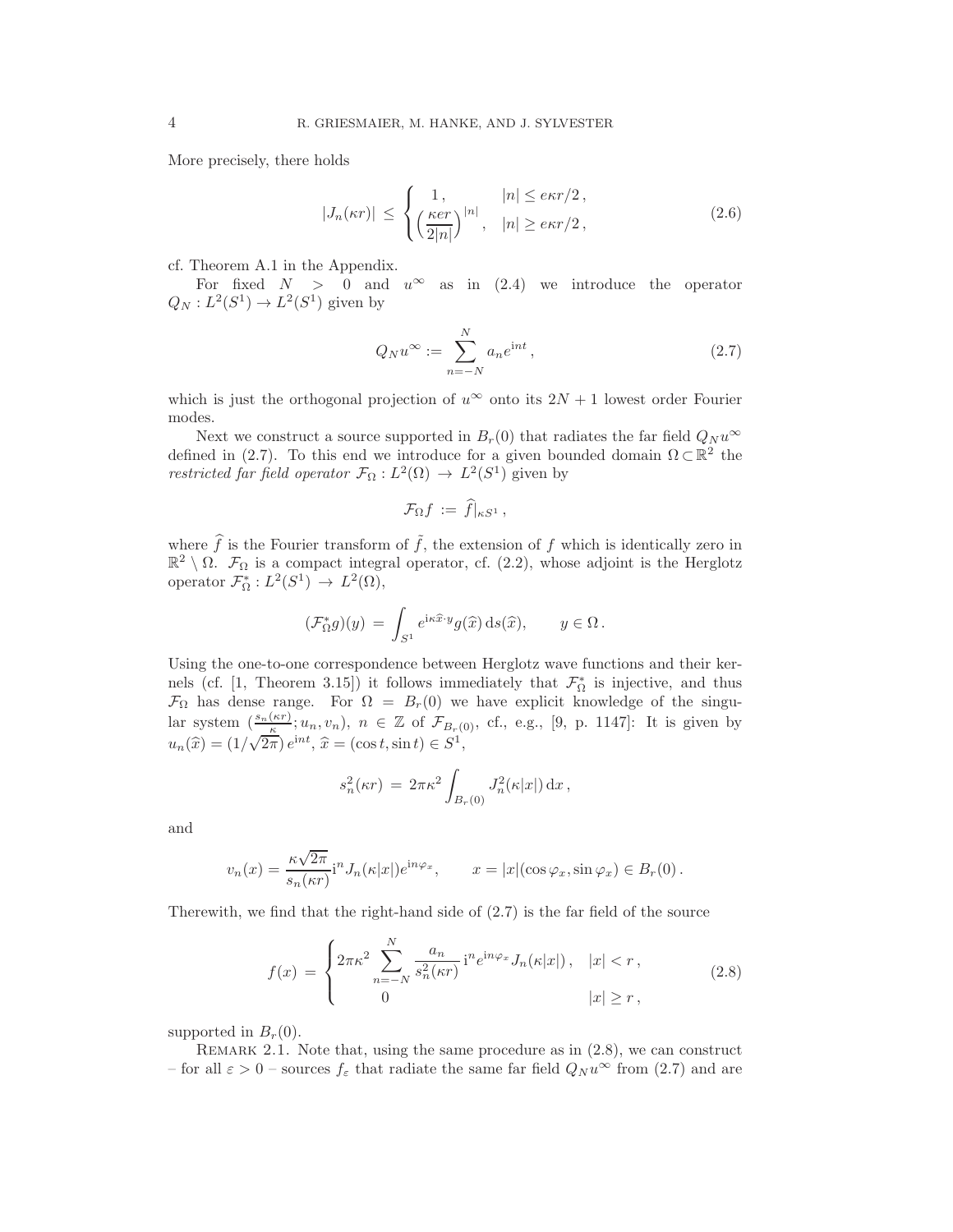More precisely, there holds

$$|J_n(\kappa r)| \leq \begin{cases} 1\,, & |n| \leq e\kappa r/2\,, \\ \Big(\dfrac{\kappa e r}{2|n|}\Big)^{|n|}, & |n| \geq e\kappa r/2\,, \end{cases} \tag{2.6}$$

cf. Theorem A.1 in the Appendix.

For fixed $N > 0$ and $u^\infty$ as in (2.4) we introduce the operator $Q_N : L^2(S^1) \to L^2(S^1)$ given by

$$Q_N u^\infty := \sum_{n=-N}^{N} a_n e^{\mathrm{i}nt}\,, \tag{2.7}$$

which is just the orthogonal projection of $u^\infty$ onto its $2N+1$ lowest order Fourier modes.

Next we construct a source supported in $B_r(0)$ that radiates the far field $Q_N u^\infty$ defined in (2.7). To this end we introduce for a given bounded domain $\Omega \subset \mathbb{R}^2$ the *restricted far field operator* $\mathcal{F}_\Omega : L^2(\Omega) \to L^2(S^1)$ given by

$$\mathcal{F}_\Omega f := \widehat{f}|_{\kappa S^1}\,,$$

where $\widehat{f}$ is the Fourier transform of $\tilde{f}$, the extension of $f$ which is identically zero in $\mathbb{R}^2 \setminus \Omega$. $\mathcal{F}_\Omega$ is a compact integral operator, cf. (2.2), whose adjoint is the Herglotz operator $\mathcal{F}_\Omega^* : L^2(S^1) \to L^2(\Omega)$,

$$(\mathcal{F}_\Omega^* g)(y) = \int_{S^1} e^{\mathrm{i}\kappa \widehat{x}\cdot y} g(\widehat{x})\,\mathrm{d}s(\widehat{x}), \qquad y \in \Omega\,.$$

Using the one-to-one correspondence between Herglotz wave functions and their kernels (cf. [1, Theorem 3.15]) it follows immediately that $\mathcal{F}_\Omega^*$ is injective, and thus $\mathcal{F}_\Omega$ has dense range. For $\Omega = B_r(0)$ we have explicit knowledge of the singular system $(\frac{s_n(\kappa r)}{\kappa}; u_n, v_n)$, $n \in \mathbb{Z}$ of $\mathcal{F}_{B_r(0)}$, cf., e.g., [9, p. 1147]: It is given by $u_n(\widehat{x}) = (1/\sqrt{2\pi})\, e^{\mathrm{i}nt}$, $\widehat{x} = (\cos t, \sin t) \in S^1$,

$$s_n^2(\kappa r) = 2\pi\kappa^2 \int_{B_r(0)} J_n^2(\kappa|x|)\,\mathrm{d}x\,,$$

and

$$v_n(x) = \frac{\kappa\sqrt{2\pi}}{s_n(\kappa r)} \mathrm{i}^n J_n(\kappa|x|) e^{\mathrm{i}n\varphi_x}, \qquad x = |x|(\cos\varphi_x, \sin\varphi_x) \in B_r(0)\,.$$

Therewith, we find that the right-hand side of (2.7) is the far field of the source

$$f(x) = \begin{cases} 2\pi\kappa^2 \displaystyle\sum_{n=-N}^{N} \frac{a_n}{s_n^2(\kappa r)}\, \mathrm{i}^n e^{\mathrm{i}n\varphi_x} J_n(\kappa|x|)\,, & |x| < r\,, \\ 0 & |x| \geq r\,, \end{cases} \tag{2.8}$$

supported in $B_r(0)$.

Remark 2.1. Note that, using the same procedure as in (2.8), we can construct – for all $\varepsilon > 0$ – sources $f_\varepsilon$ that radiate the same far field $Q_N u^\infty$ from (2.7) and are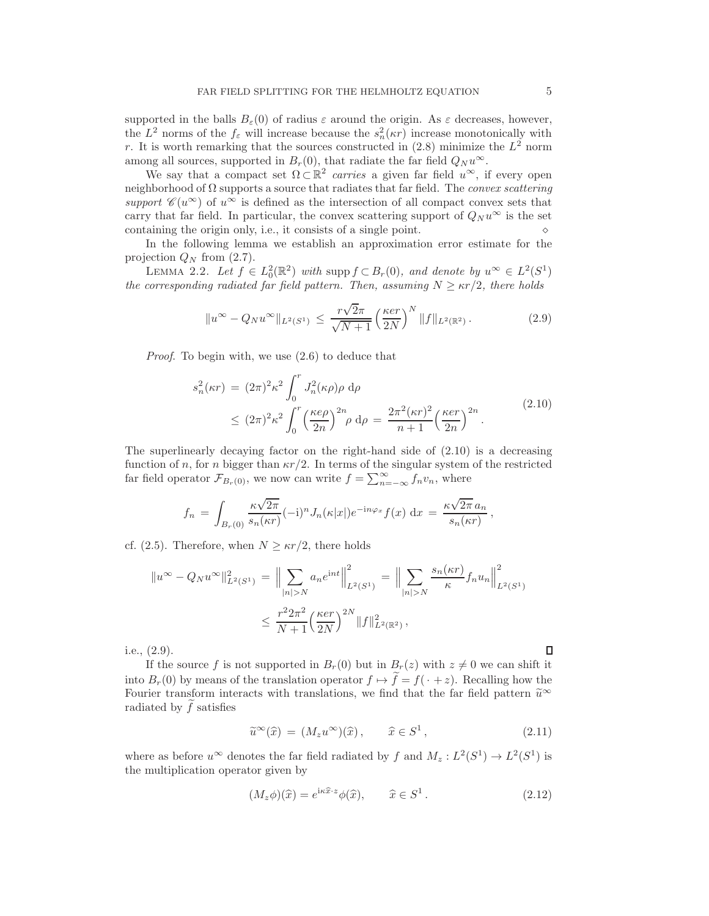supported in the balls $B_\varepsilon(0)$ of radius $\varepsilon$ around the origin. As $\varepsilon$ decreases, however, the $L^2$ norms of the $f_\varepsilon$ will increase because the $s_n^2(\kappa r)$ increase monotonically with $r$. It is worth remarking that the sources constructed in (2.8) minimize the $L^2$ norm among all sources, supported in $B_r(0)$, that radiate the far field $Q_N u^\infty$.

We say that a compact set $\Omega \subset \mathbb{R}^2$ *carries* a given far field $u^\infty$, if every open neighborhood of $\Omega$ supports a source that radiates that far field. The *convex scattering support* $\mathscr{C}(u^\infty)$ of $u^\infty$ is defined as the intersection of all compact convex sets that carry that far field. In particular, the convex scattering support of $Q_N u^\infty$ is the set containing the origin only, i.e., it consists of a single point. $\diamond$

In the following lemma we establish an approximation error estimate for the projection $Q_N$ from (2.7).

LEMMA 2.2. *Let $f \in L_0^2(\mathbb{R}^2)$ with $\operatorname{supp} f \subset B_r(0)$, and denote by $u^\infty \in L^2(S^1)$ the corresponding radiated far field pattern. Then, assuming $N \geq \kappa r/2$, there holds*

$$\|u^\infty - Q_N u^\infty\|_{L^2(S^1)} \leq \frac{r\sqrt{2}\pi}{\sqrt{N+1}} \Big(\frac{\kappa e r}{2N}\Big)^N \|f\|_{L^2(\mathbb{R}^2)} . \tag{2.9}$$

*Proof.* To begin with, we use (2.6) to deduce that

$$\begin{aligned} s_n^2(\kappa r) &= (2\pi)^2 \kappa^2 \int_0^r J_n^2(\kappa\rho)\rho \,\mathrm{d}\rho \\ &\leq (2\pi)^2 \kappa^2 \int_0^r \Big(\frac{\kappa e \rho}{2n}\Big)^{2n} \rho \,\mathrm{d}\rho = \frac{2\pi^2(\kappa r)^2}{n+1}\Big(\frac{\kappa e r}{2n}\Big)^{2n} . \end{aligned} \tag{2.10}$$

The superlinearly decaying factor on the right-hand side of (2.10) is a decreasing function of $n$, for $n$ bigger than $\kappa r/2$. In terms of the singular system of the restricted far field operator $\mathcal{F}_{B_r(0)}$, we now can write $f = \sum_{n=-\infty}^{\infty} f_n v_n$, where

$$f_n = \int_{B_r(0)} \frac{\kappa\sqrt{2\pi}}{s_n(\kappa r)} (-\mathrm{i})^n J_n(\kappa|x|) e^{-\mathrm{i}n\varphi_x} f(x) \,\mathrm{d}x = \frac{\kappa\sqrt{2\pi}\, a_n}{s_n(\kappa r)} ,$$

cf. (2.5). Therefore, when $N \geq \kappa r/2$, there holds

$$\begin{aligned} \|u^\infty - Q_N u^\infty\|_{L^2(S^1)}^2 &= \Big\| \sum_{|n|>N} a_n e^{\mathrm{i}nt} \Big\|_{L^2(S^1)}^2 = \Big\| \sum_{|n|>N} \frac{s_n(\kappa r)}{\kappa} f_n u_n \Big\|_{L^2(S^1)}^2 \\ &\leq \frac{r^2 2\pi^2}{N+1} \Big(\frac{\kappa e r}{2N}\Big)^{2N} \|f\|_{L^2(\mathbb{R}^2)}^2 , \end{aligned}$$

i.e., (2.9). $\square$

If the source $f$ is not supported in $B_r(0)$ but in $B_r(z)$ with $z \neq 0$ we can shift it into $B_r(0)$ by means of the translation operator $f \mapsto \widetilde{f} = f(\,\cdot + z)$. Recalling how the Fourier transform interacts with translations, we find that the far field pattern $\widetilde{u}^\infty$ radiated by $\widetilde{f}$ satisfies

$$\widetilde{u}^\infty(\widehat{x}) = (M_z u^\infty)(\widehat{x}) , \qquad \widehat{x} \in S^1 , \tag{2.11}$$

where as before $u^\infty$ denotes the far field radiated by $f$ and $M_z : L^2(S^1) \to L^2(S^1)$ is the multiplication operator given by

$$(M_z \phi)(\widehat{x}) = e^{\mathrm{i}\kappa \widehat{x}\cdot z} \phi(\widehat{x}), \qquad \widehat{x} \in S^1 . \tag{2.12}$$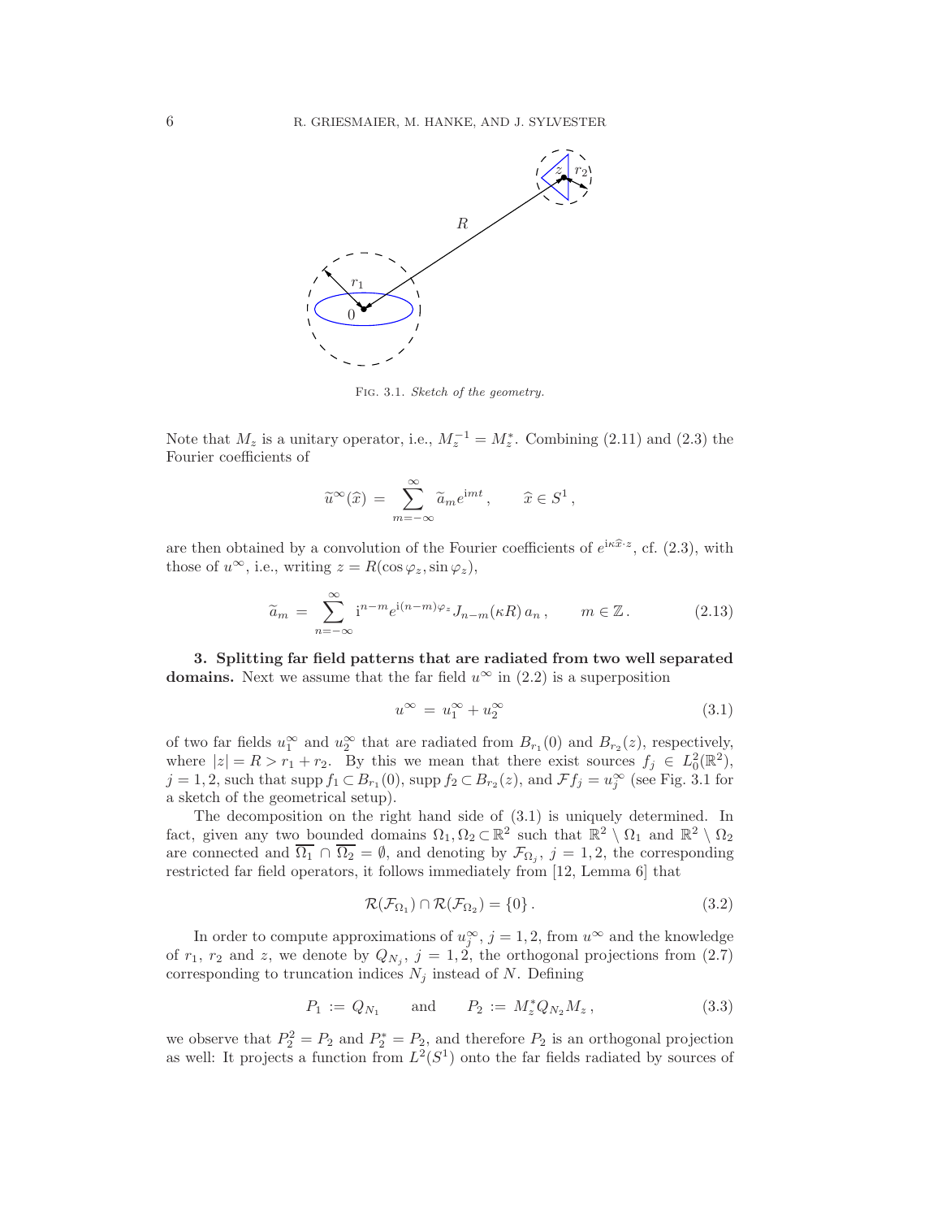Fig. 3.1. *Sketch of the geometry.*

Note that $M_z$ is a unitary operator, i.e., $M_z^{-1} = M_z^*$. Combining (2.11) and (2.3) the Fourier coefficients of

$$\widetilde{u}^\infty(\widehat{x}) \,=\, \sum_{m=-\infty}^{\infty} \widetilde{a}_m e^{\mathrm{i}mt}\,, \qquad \widehat{x} \in S^1\,,$$

are then obtained by a convolution of the Fourier coefficients of $e^{\mathrm{i}\kappa\widehat{x}\cdot z}$, cf. (2.3), with those of $u^\infty$, i.e., writing $z = R(\cos\varphi_z, \sin\varphi_z)$,

$$\widetilde{a}_m \,=\, \sum_{n=-\infty}^{\infty} \mathrm{i}^{n-m} e^{\mathrm{i}(n-m)\varphi_z} J_{n-m}(\kappa R)\, a_n\,, \qquad m \in \mathbb{Z}\,. \tag{2.13}$$

**3. Splitting far field patterns that are radiated from two well separated domains.** Next we assume that the far field $u^\infty$ in (2.2) is a superposition

$$u^\infty \,=\, u_1^\infty + u_2^\infty \tag{3.1}$$

of two far fields $u_1^\infty$ and $u_2^\infty$ that are radiated from $B_{r_1}(0)$ and $B_{r_2}(z)$, respectively, where $|z| = R > r_1 + r_2$. By this we mean that there exist sources $f_j \in L_0^2(\mathbb{R}^2)$, $j = 1, 2$, such that $\operatorname{supp} f_1 \subset B_{r_1}(0)$, $\operatorname{supp} f_2 \subset B_{r_2}(z)$, and $\mathcal{F} f_j = u_j^\infty$ (see Fig. 3.1 for a sketch of the geometrical setup).

The decomposition on the right hand side of (3.1) is uniquely determined. In fact, given any two bounded domains $\Omega_1, \Omega_2 \subset \mathbb{R}^2$ such that $\mathbb{R}^2 \setminus \Omega_1$ and $\mathbb{R}^2 \setminus \Omega_2$ are connected and $\overline{\Omega_1} \cap \overline{\Omega_2} = \emptyset$, and denoting by $\mathcal{F}_{\Omega_j}$, $j = 1, 2$, the corresponding restricted far field operators, it follows immediately from [12, Lemma 6] that

$$\mathcal{R}(\mathcal{F}_{\Omega_1}) \cap \mathcal{R}(\mathcal{F}_{\Omega_2}) = \{0\}\,. \tag{3.2}$$

In order to compute approximations of $u_j^\infty$, $j = 1, 2$, from $u^\infty$ and the knowledge of $r_1$, $r_2$ and $z$, we denote by $Q_{N_j}$, $j = 1, 2$, the orthogonal projections from (2.7) corresponding to truncation indices $N_j$ instead of $N$. Defining

$$P_1 \,:=\, Q_{N_1} \qquad \text{and} \qquad P_2 \,:=\, M_z^* Q_{N_2} M_z\,, \tag{3.3}$$

we observe that $P_2^2 = P_2$ and $P_2^* = P_2$, and therefore $P_2$ is an orthogonal projection as well: It projects a function from $L^2(S^1)$ onto the far fields radiated by sources of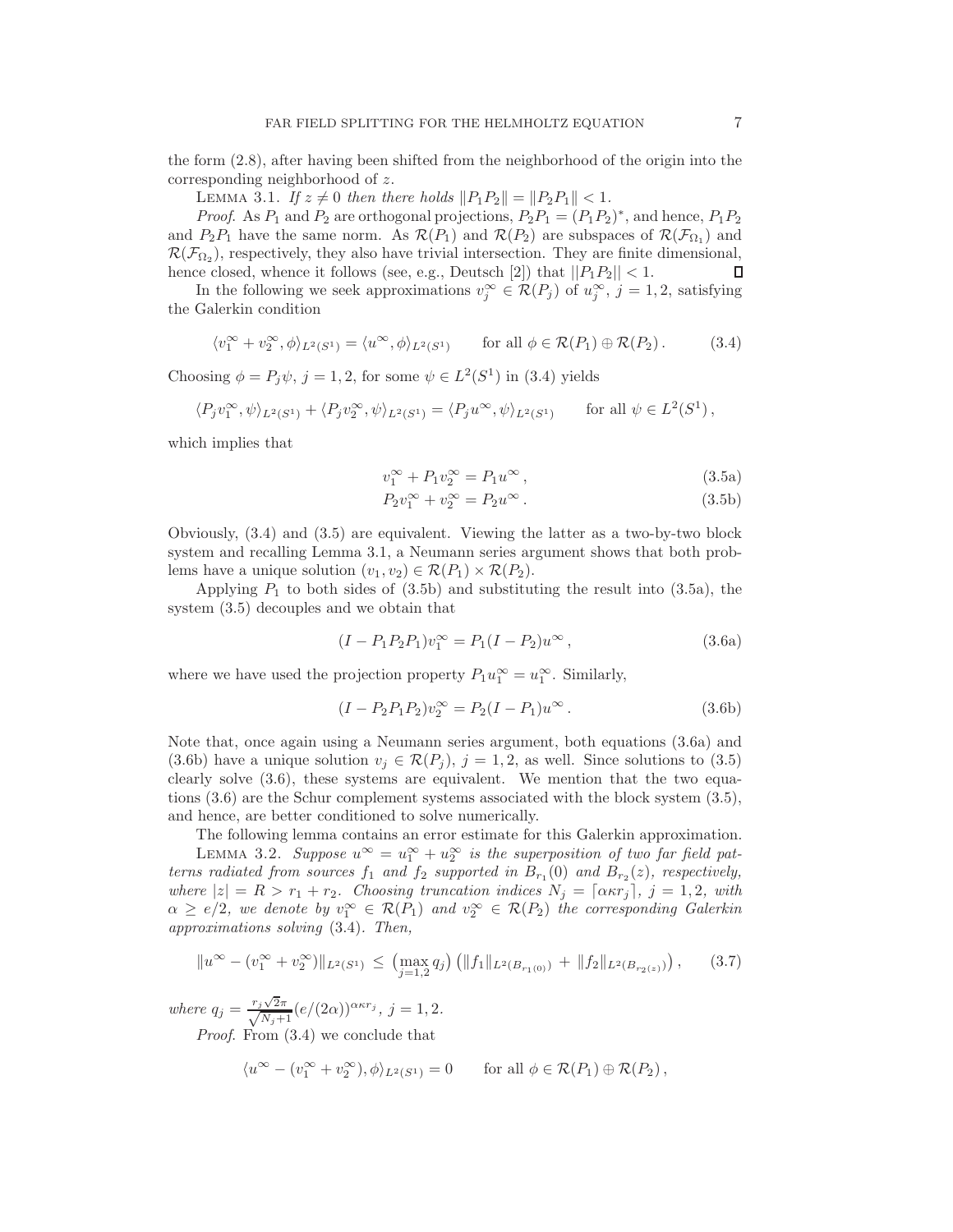the form (2.8), after having been shifted from the neighborhood of the origin into the corresponding neighborhood of $z$.

LEMMA 3.1. *If $z \neq 0$ then there holds $\|P_1P_2\| = \|P_2P_1\| < 1$.*

*Proof*. As $P_1$ and $P_2$ are orthogonal projections, $P_2P_1 = (P_1P_2)^*$, and hence, $P_1P_2$ and $P_2P_1$ have the same norm. As $\mathcal{R}(P_1)$ and $\mathcal{R}(P_2)$ are subspaces of $\mathcal{R}(\mathcal{F}_{\Omega_1})$ and $\mathcal{R}(\mathcal{F}_{\Omega_2})$, respectively, they also have trivial intersection. They are finite dimensional, hence closed, whence it follows (see, e.g., Deutsch [2]) that $||P_1P_2|| < 1$. ∎

In the following we seek approximations $v_j^\infty \in \mathcal{R}(P_j)$ of $u_j^\infty$, $j = 1, 2$, satisfying the Galerkin condition

$$\langle v_1^\infty + v_2^\infty, \phi\rangle_{L^2(S^1)} = \langle u^\infty, \phi\rangle_{L^2(S^1)} \qquad \text{for all } \phi \in \mathcal{R}(P_1) \oplus \mathcal{R}(P_2)\,. \tag{3.4}$$

Choosing $\phi = P_j\psi$, $j = 1, 2$, for some $\psi \in L^2(S^1)$ in (3.4) yields

$$\langle P_j v_1^\infty, \psi\rangle_{L^2(S^1)} + \langle P_j v_2^\infty, \psi\rangle_{L^2(S^1)} = \langle P_j u^\infty, \psi\rangle_{L^2(S^1)} \qquad \text{for all } \psi \in L^2(S^1)\,,$$

which implies that

$$v_1^\infty + P_1 v_2^\infty = P_1 u^\infty\,, \tag{3.5a}$$

$$P_2 v_1^\infty + v_2^\infty = P_2 u^\infty\,. \tag{3.5b}$$

Obviously, (3.4) and (3.5) are equivalent. Viewing the latter as a two-by-two block system and recalling Lemma 3.1, a Neumann series argument shows that both problems have a unique solution $(v_1, v_2) \in \mathcal{R}(P_1) \times \mathcal{R}(P_2)$.

Applying $P_1$ to both sides of (3.5b) and substituting the result into (3.5a), the system (3.5) decouples and we obtain that

$$(I - P_1P_2P_1)v_1^\infty = P_1(I - P_2)u^\infty\,, \tag{3.6a}$$

where we have used the projection property $P_1u_1^\infty = u_1^\infty$. Similarly,

$$(I - P_2P_1P_2)v_2^\infty = P_2(I - P_1)u^\infty\,. \tag{3.6b}$$

Note that, once again using a Neumann series argument, both equations (3.6a) and (3.6b) have a unique solution $v_j \in \mathcal{R}(P_j)$, $j = 1, 2$, as well. Since solutions to (3.5) clearly solve (3.6), these systems are equivalent. We mention that the two equations (3.6) are the Schur complement systems associated with the block system (3.5), and hence, are better conditioned to solve numerically.

The following lemma contains an error estimate for this Galerkin approximation.

LEMMA 3.2. *Suppose $u^\infty = u_1^\infty + u_2^\infty$ is the superposition of two far field patterns radiated from sources $f_1$ and $f_2$ supported in $B_{r_1}(0)$ and $B_{r_2}(z)$, respectively, where $|z| = R > r_1 + r_2$. Choosing truncation indices $N_j = \lceil \alpha\kappa r_j\rceil$, $j = 1, 2$, with $\alpha \geq e/2$, we denote by $v_1^\infty \in \mathcal{R}(P_1)$ and $v_2^\infty \in \mathcal{R}(P_2)$ the corresponding Galerkin approximations solving* (3.4)*. Then,*

$$\|u^\infty - (v_1^\infty + v_2^\infty)\|_{L^2(S^1)} \leq \big(\max_{j=1,2} q_j\big)\left(\|f_1\|_{L^2(B_{r_1(0)})} + \|f_2\|_{L^2(B_{r_2(z)})}\right), \tag{3.7}$$

*where $q_j = \frac{r_j\sqrt{2}\pi}{\sqrt{N_j+1}}(e/(2\alpha))^{\alpha\kappa r_j}$, $j = 1, 2$.*

*Proof*. From (3.4) we conclude that

$$\langle u^\infty - (v_1^\infty + v_2^\infty), \phi\rangle_{L^2(S^1)} = 0 \qquad \text{for all } \phi \in \mathcal{R}(P_1) \oplus \mathcal{R}(P_2)\,,$$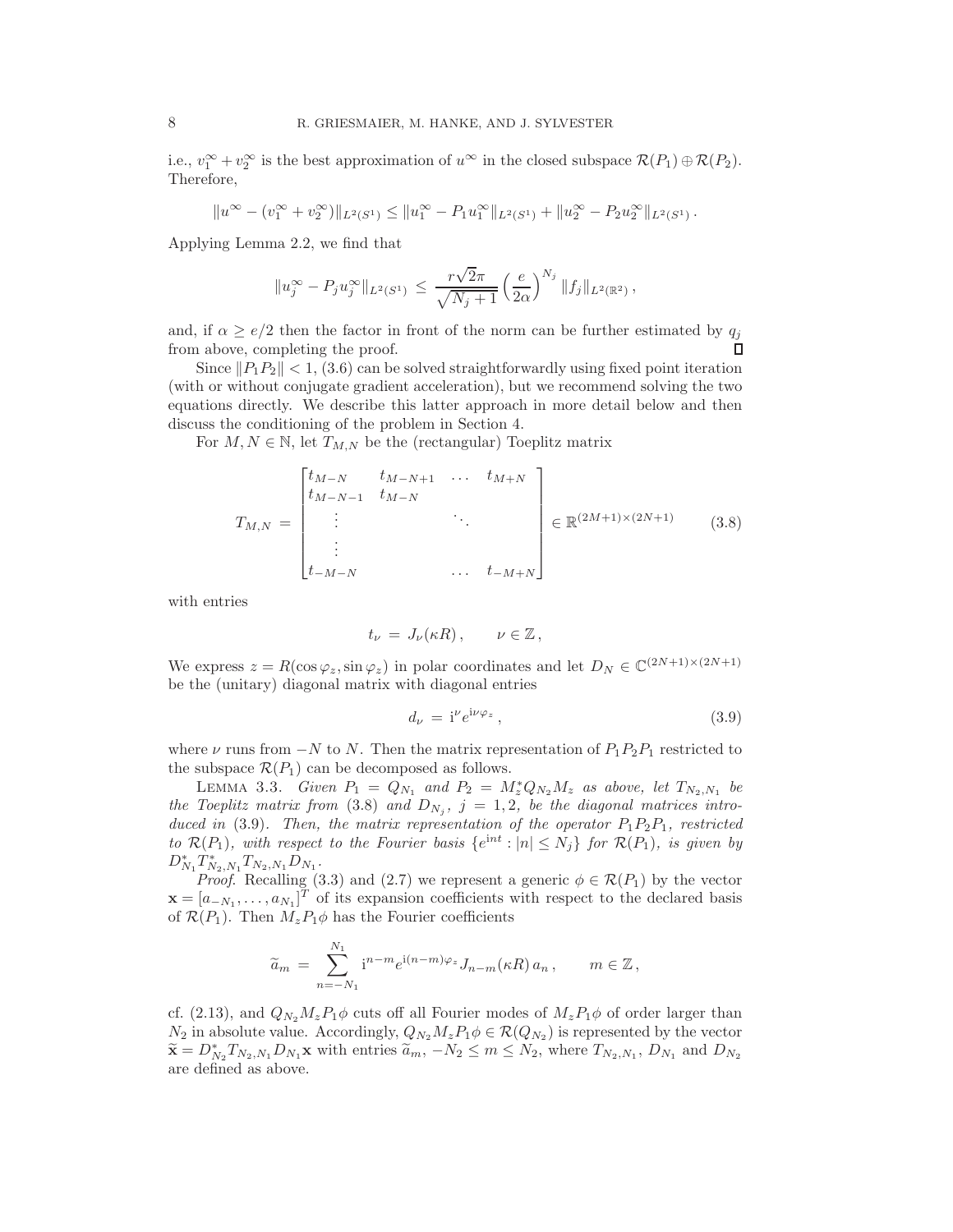i.e., $v_1^\infty + v_2^\infty$ is the best approximation of $u^\infty$ in the closed subspace $\mathcal{R}(P_1) \oplus \mathcal{R}(P_2)$. Therefore,

$$\|u^\infty - (v_1^\infty + v_2^\infty)\|_{L^2(S^1)} \leq \|u_1^\infty - P_1 u_1^\infty\|_{L^2(S^1)} + \|u_2^\infty - P_2 u_2^\infty\|_{L^2(S^1)} .$$

Applying Lemma 2.2, we find that

$$\|u_j^\infty - P_j u_j^\infty\|_{L^2(S^1)} \leq \frac{r\sqrt{2}\pi}{\sqrt{N_j+1}} \Big(\frac{e}{2\alpha}\Big)^{N_j} \|f_j\|_{L^2(\mathbb{R}^2)} ,$$

and, if $\alpha \geq e/2$ then the factor in front of the norm can be further estimated by $q_j$ from above, completing the proof. ∎

Since $\|P_1 P_2\| < 1$, (3.6) can be solved straightforwardly using fixed point iteration (with or without conjugate gradient acceleration), but we recommend solving the two equations directly. We describe this latter approach in more detail below and then discuss the conditioning of the problem in Section 4.

For $M, N \in \mathbb{N}$, let $T_{M,N}$ be the (rectangular) Toeplitz matrix

$$T_{M,N} = \begin{bmatrix} t_{M-N} & t_{M-N+1} & \dots & t_{M+N} \\ t_{M-N-1} & t_{M-N} & & \\ \vdots & & \ddots & \\ \vdots & & & \\ t_{-M-N} & & \dots & t_{-M+N} \end{bmatrix} \in \mathbb{R}^{(2M+1)\times(2N+1)} \tag{3.8}$$

with entries

$$t_\nu = J_\nu(\kappa R), \qquad \nu \in \mathbb{Z},$$

We express $z = R(\cos\varphi_z, \sin\varphi_z)$ in polar coordinates and let $D_N \in \mathbb{C}^{(2N+1)\times(2N+1)}$ be the (unitary) diagonal matrix with diagonal entries

$$d_\nu = \mathrm{i}^\nu e^{\mathrm{i}\nu\varphi_z}, \tag{3.9}$$

where $\nu$ runs from $-N$ to $N$. Then the matrix representation of $P_1 P_2 P_1$ restricted to the subspace $\mathcal{R}(P_1)$ can be decomposed as follows.

Lemma 3.3. *Given $P_1 = Q_{N_1}$ and $P_2 = M_z^* Q_{N_2} M_z$ as above, let $T_{N_2,N_1}$ be the Toeplitz matrix from* (3.8) *and $D_{N_j}$, $j = 1, 2$, be the diagonal matrices introduced in* (3.9). *Then, the matrix representation of the operator $P_1 P_2 P_1$, restricted to $\mathcal{R}(P_1)$, with respect to the Fourier basis $\{e^{\mathrm{i}nt} : |n| \leq N_j\}$ for $\mathcal{R}(P_1)$, is given by $D_{N_1}^* T_{N_2,N_1}^* T_{N_2,N_1} D_{N_1}$.*

*Proof.* Recalling (3.3) and (2.7) we represent a generic $\phi \in \mathcal{R}(P_1)$ by the vector $\mathbf{x} = [a_{-N_1}, \dots, a_{N_1}]^T$ of its expansion coefficients with respect to the declared basis of $\mathcal{R}(P_1)$. Then $M_z P_1 \phi$ has the Fourier coefficients

$$\widetilde{a}_m = \sum_{n=-N_1}^{N_1} \mathrm{i}^{n-m} e^{\mathrm{i}(n-m)\varphi_z} J_{n-m}(\kappa R)\, a_n, \qquad m \in \mathbb{Z},$$

cf. (2.13), and $Q_{N_2} M_z P_1 \phi$ cuts off all Fourier modes of $M_z P_1 \phi$ of order larger than $N_2$ in absolute value. Accordingly, $Q_{N_2} M_z P_1 \phi \in \mathcal{R}(Q_{N_2})$ is represented by the vector $\widetilde{\mathbf{x}} = D_{N_2}^* T_{N_2,N_1} D_{N_1} \mathbf{x}$ with entries $\widetilde{a}_m$, $-N_2 \leq m \leq N_2$, where $T_{N_2,N_1}$, $D_{N_1}$ and $D_{N_2}$ are defined as above.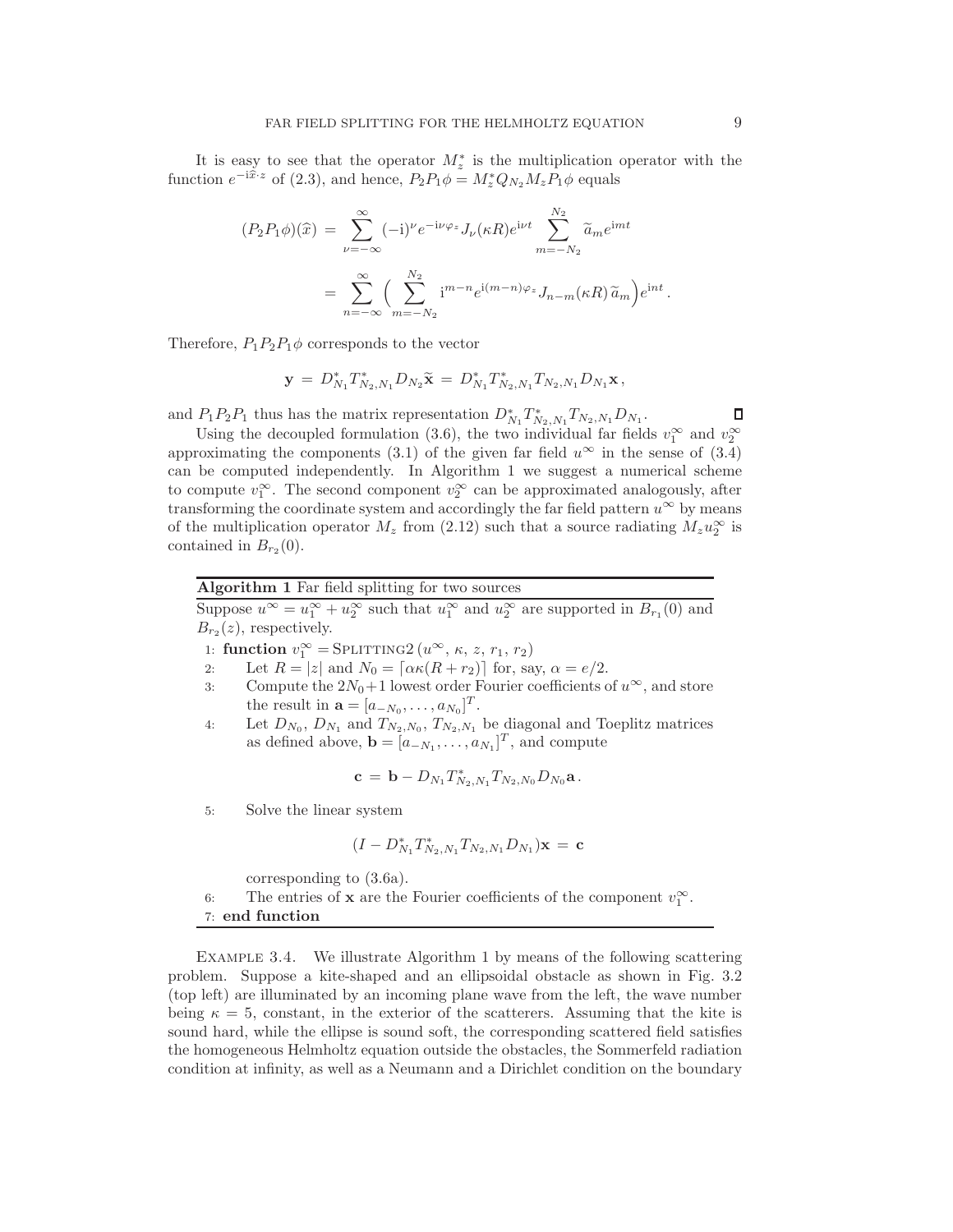It is easy to see that the operator $M_z^*$ is the multiplication operator with the function $e^{-\mathrm{i}\widehat{x}\cdot z}$ of (2.3), and hence, $P_2P_1\phi = M_z^* Q_{N_2} M_z P_1 \phi$ equals

$$
\begin{aligned}
(P_2P_1\phi)(\widehat{x}) &= \sum_{\nu=-\infty}^{\infty} (-\mathrm{i})^\nu e^{-\mathrm{i}\nu\varphi_z} J_\nu(\kappa R) e^{\mathrm{i}\nu t} \sum_{m=-N_2}^{N_2} \widetilde{a}_m e^{\mathrm{i}mt} \\
&= \sum_{n=-\infty}^{\infty} \Big( \sum_{m=-N_2}^{N_2} \mathrm{i}^{m-n} e^{\mathrm{i}(m-n)\varphi_z} J_{n-m}(\kappa R)\, \widetilde{a}_m \Big) e^{\mathrm{i}nt}\,.
\end{aligned}
$$

Therefore, $P_1P_2P_1\phi$ corresponds to the vector

$$
\mathbf{y} \,=\, D_{N_1}^* T_{N_2,N_1}^* D_{N_2} \widetilde{\mathbf{x}} \,=\, D_{N_1}^* T_{N_2,N_1}^* T_{N_2,N_1} D_{N_1} \mathbf{x}\,,
$$

and $P_1P_2P_1$ thus has the matrix representation $D_{N_1}^* T_{N_2,N_1}^* T_{N_2,N_1} D_{N_1}$. ∎

Using the decoupled formulation (3.6), the two individual far fields $v_1^\infty$ and $v_2^\infty$ approximating the components (3.1) of the given far field $u^\infty$ in the sense of (3.4) can be computed independently. In Algorithm 1 we suggest a numerical scheme to compute $v_1^\infty$. The second component $v_2^\infty$ can be approximated analogously, after transforming the coordinate system and accordingly the far field pattern $u^\infty$ by means of the multiplication operator $M_z$ from (2.12) such that a source radiating $M_z u_2^\infty$ is contained in $B_{r_2}(0)$.

---

**Algorithm 1** Far field splitting for two sources

---

Suppose $u^\infty = u_1^\infty + u_2^\infty$ such that $u_1^\infty$ and $u_2^\infty$ are supported in $B_{r_1}(0)$ and $B_{r_2}(z)$, respectively.

1: **function** $v_1^\infty = \mathrm{SPLITTING2}\,(u^\infty,\, \kappa,\, z,\, r_1,\, r_2)$

2: Let $R = |z|$ and $N_0 = \lceil \alpha\kappa(R + r_2)\rceil$ for, say, $\alpha = e/2$.

3: Compute the $2N_0+1$ lowest order Fourier coefficients of $u^\infty$, and store the result in $\mathbf{a} = [a_{-N_0}, \ldots, a_{N_0}]^T$.

4: Let $D_{N_0}$, $D_{N_1}$ and $T_{N_2,N_0}$, $T_{N_2,N_1}$ be diagonal and Toeplitz matrices as defined above, $\mathbf{b} = [a_{-N_1}, \ldots, a_{N_1}]^T$, and compute

$$
\mathbf{c} \,=\, \mathbf{b} - D_{N_1} T_{N_2,N_1}^* T_{N_2,N_0} D_{N_0} \mathbf{a}\,.
$$

5: Solve the linear system

$$
(I - D_{N_1}^* T_{N_2,N_1}^* T_{N_2,N_1} D_{N_1})\mathbf{x} \,=\, \mathbf{c}
$$

corresponding to (3.6a).

6: The entries of $\mathbf{x}$ are the Fourier coefficients of the component $v_1^\infty$.

7: **end function**

---

Example 3.4. We illustrate Algorithm 1 by means of the following scattering problem. Suppose a kite-shaped and an ellipsoidal obstacle as shown in Fig. 3.2 (top left) are illuminated by an incoming plane wave from the left, the wave number being $\kappa = 5$, constant, in the exterior of the scatterers. Assuming that the kite is sound hard, while the ellipse is sound soft, the corresponding scattered field satisfies the homogeneous Helmholtz equation outside the obstacles, the Sommerfeld radiation condition at infinity, as well as a Neumann and a Dirichlet condition on the boundary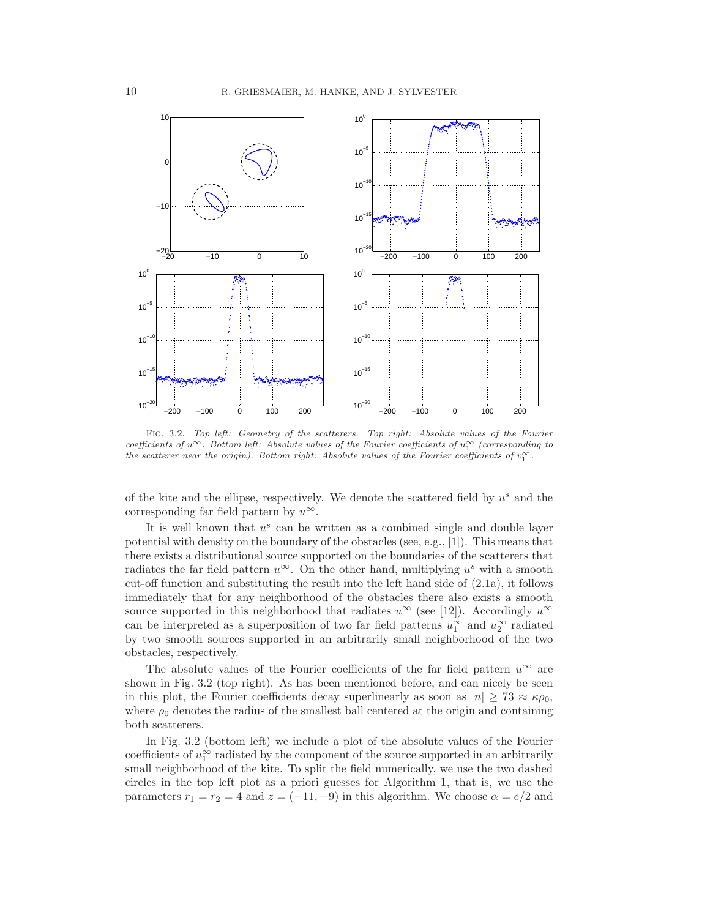FIG. 3.2. *Top left: Geometry of the scatterers. Top right: Absolute values of the Fourier coefficients of $u^\infty$. Bottom left: Absolute values of the Fourier coefficients of $u_1^\infty$ (corresponding to the scatterer near the origin). Bottom right: Absolute values of the Fourier coefficients of $v_1^\infty$.*

of the kite and the ellipse, respectively. We denote the scattered field by $u^s$ and the corresponding far field pattern by $u^\infty$.

It is well known that $u^s$ can be written as a combined single and double layer potential with density on the boundary of the obstacles (see, e.g., [1]). This means that there exists a distributional source supported on the boundaries of the scatterers that radiates the far field pattern $u^\infty$. On the other hand, multiplying $u^s$ with a smooth cut-off function and substituting the result into the left hand side of (2.1a), it follows immediately that for any neighborhood of the obstacles there also exists a smooth source supported in this neighborhood that radiates $u^\infty$ (see [12]). Accordingly $u^\infty$ can be interpreted as a superposition of two far field patterns $u_1^\infty$ and $u_2^\infty$ radiated by two smooth sources supported in an arbitrarily small neighborhood of the two obstacles, respectively.

The absolute values of the Fourier coefficients of the far field pattern $u^\infty$ are shown in Fig. 3.2 (top right). As has been mentioned before, and can nicely be seen in this plot, the Fourier coefficients decay superlinearly as soon as $|n| \geq 73 \approx \kappa\rho_0$, where $\rho_0$ denotes the radius of the smallest ball centered at the origin and containing both scatterers.

In Fig. 3.2 (bottom left) we include a plot of the absolute values of the Fourier coefficients of $u_1^\infty$ radiated by the component of the source supported in an arbitrarily small neighborhood of the kite. To split the field numerically, we use the two dashed circles in the top left plot as a priori guesses for Algorithm 1, that is, we use the parameters $r_1 = r_2 = 4$ and $z = (-11, -9)$ in this algorithm. We choose $\alpha = e/2$ and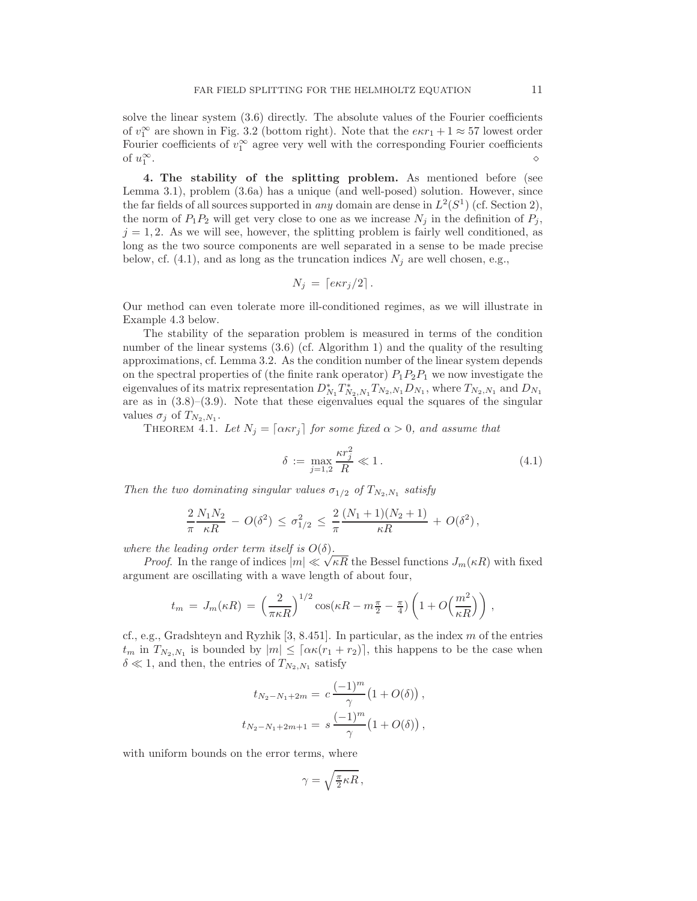solve the linear system (3.6) directly. The absolute values of the Fourier coefficients of $v_1^\infty$ are shown in Fig. 3.2 (bottom right). Note that the $e\kappa r_1 + 1 \approx 57$ lowest order Fourier coefficients of $v_1^\infty$ agree very well with the corresponding Fourier coefficients of $u_1^\infty$. $\diamond$

**4. The stability of the splitting problem.** As mentioned before (see Lemma 3.1), problem (3.6a) has a unique (and well-posed) solution. However, since the far fields of all sources supported in *any* domain are dense in $L^2(S^1)$ (cf. Section 2), the norm of $P_1P_2$ will get very close to one as we increase $N_j$ in the definition of $P_j$, $j = 1, 2$. As we will see, however, the splitting problem is fairly well conditioned, as long as the two source components are well separated in a sense to be made precise below, cf. (4.1), and as long as the truncation indices $N_j$ are well chosen, e.g.,

$$N_j \,=\, \lceil e\kappa r_j/2 \rceil \,.$$

Our method can even tolerate more ill-conditioned regimes, as we will illustrate in Example 4.3 below.

The stability of the separation problem is measured in terms of the condition number of the linear systems (3.6) (cf. Algorithm 1) and the quality of the resulting approximations, cf. Lemma 3.2. As the condition number of the linear system depends on the spectral properties of (the finite rank operator) $P_1P_2P_1$ we now investigate the eigenvalues of its matrix representation $D_{N_1}^* T_{N_2,N_1}^* T_{N_2,N_1} D_{N_1}$, where $T_{N_2,N_1}$ and $D_{N_1}$ are as in (3.8)–(3.9). Note that these eigenvalues equal the squares of the singular values $\sigma_j$ of $T_{N_2,N_1}$.

Theorem 4.1. *Let $N_j = \lceil \alpha\kappa r_j \rceil$ for some fixed $\alpha > 0$, and assume that*

$$\delta \,:=\, \max_{j=1,2} \frac{\kappa r_j^2}{R} \ll 1 \,. \tag{4.1}$$

*Then the two dominating singular values $\sigma_{1/2}$ of $T_{N_2,N_1}$ satisfy*

$$\frac{2}{\pi}\frac{N_1 N_2}{\kappa R} \,-\, O(\delta^2) \,\leq\, \sigma_{1/2}^2 \,\leq\, \frac{2}{\pi}\frac{(N_1+1)(N_2+1)}{\kappa R} \,+\, O(\delta^2)\,,$$

*where the leading order term itself is $O(\delta)$.*

*Proof*. In the range of indices $|m| \ll \sqrt{\kappa R}$ the Bessel functions $J_m(\kappa R)$ with fixed argument are oscillating with a wave length of about four,

$$t_m \,=\, J_m(\kappa R) \,=\, \Big(\frac{2}{\pi\kappa R}\Big)^{1/2} \cos(\kappa R - m\tfrac{\pi}{2} - \tfrac{\pi}{4}) \left(1 + O\Big(\frac{m^2}{\kappa R}\Big)\right)\,,$$

cf., e.g., Gradshteyn and Ryzhik [3, 8.451]. In particular, as the index $m$ of the entries $t_m$ in $T_{N_2,N_1}$ is bounded by $|m| \leq \lceil \alpha\kappa(r_1 + r_2) \rceil$, this happens to be the case when $\delta \ll 1$, and then, the entries of $T_{N_2,N_1}$ satisfy

$$t_{N_2-N_1+2m} = \, c\,\frac{(-1)^m}{\gamma}\big(1 + O(\delta)\big)\,,$$
$$t_{N_2-N_1+2m+1} = \, s\,\frac{(-1)^m}{\gamma}\big(1 + O(\delta)\big)\,,$$

with uniform bounds on the error terms, where

$$\gamma = \sqrt{\tfrac{\pi}{2}\kappa R}\,,$$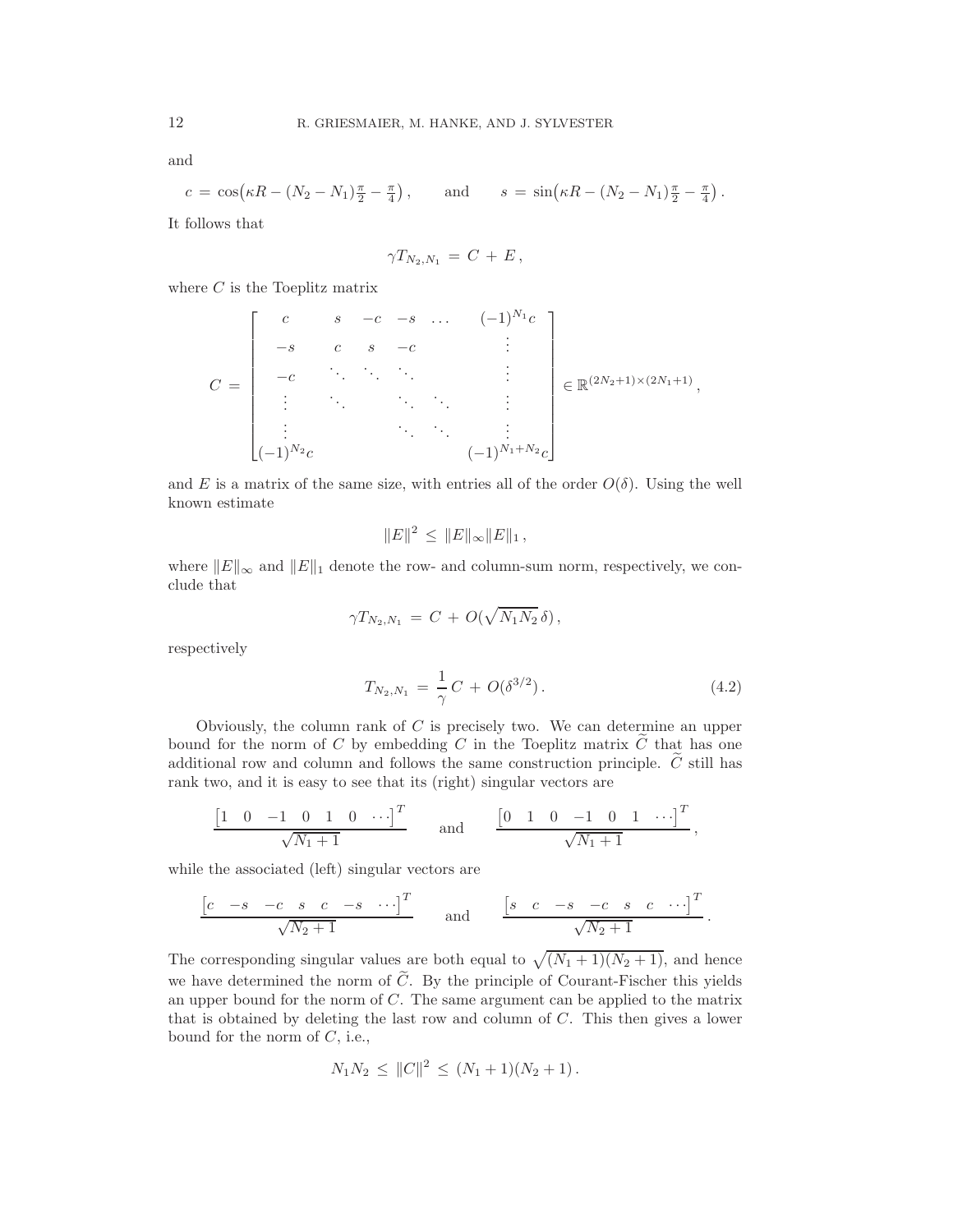and

$$c \,=\, \cos\bigl(\kappa R - (N_2 - N_1)\tfrac{\pi}{2} - \tfrac{\pi}{4}\bigr)\,, \qquad \text{and} \qquad s \,=\, \sin\bigl(\kappa R - (N_2 - N_1)\tfrac{\pi}{2} - \tfrac{\pi}{4}\bigr)\,.$$

It follows that

$$\gamma T_{N_2,N_1} \,=\, C \,+\, E\,,$$

where $C$ is the Toeplitz matrix

$$C \,=\, \begin{bmatrix} c & s & -c & -s & \dots & (-1)^{N_1} c \\ -s & c & s & -c & & \vdots \\ -c & \ddots & \ddots & \ddots & & \vdots \\ \vdots & \ddots & & \ddots & \ddots & \vdots \\ \vdots & & & \ddots & \ddots & \vdots \\ (-1)^{N_2} c & & & & & (-1)^{N_1+N_2} c \end{bmatrix} \in \mathbb{R}^{(2N_2+1)\times(2N_1+1)}\,,$$

and $E$ is a matrix of the same size, with entries all of the order $O(\delta)$. Using the well known estimate

$$\|E\|^2 \,\leq\, \|E\|_\infty \|E\|_1\,,$$

where $\|E\|_\infty$ and $\|E\|_1$ denote the row- and column-sum norm, respectively, we conclude that

$$\gamma T_{N_2,N_1} \,=\, C \,+\, O(\sqrt{N_1 N_2}\,\delta)\,,$$

respectively

$$T_{N_2,N_1} \,=\, \frac{1}{\gamma}\, C \,+\, O(\delta^{3/2})\,. \tag{4.2}$$

Obviously, the column rank of $C$ is precisely two. We can determine an upper bound for the norm of $C$ by embedding $C$ in the Toeplitz matrix $\widetilde{C}$ that has one additional row and column and follows the same construction principle. $\widetilde{C}$ still has rank two, and it is easy to see that its (right) singular vectors are

$$\frac{\begin{bmatrix} 1 & 0 & -1 & 0 & 1 & 0 & \cdots \end{bmatrix}^T}{\sqrt{N_1+1}} \qquad \text{and} \qquad \frac{\begin{bmatrix} 0 & 1 & 0 & -1 & 0 & 1 & \cdots \end{bmatrix}^T}{\sqrt{N_1+1}}\,,$$

while the associated (left) singular vectors are

$$\frac{\begin{bmatrix} c & -s & -c & s & c & -s & \cdots \end{bmatrix}^T}{\sqrt{N_2+1}} \qquad \text{and} \qquad \frac{\begin{bmatrix} s & c & -s & -c & s & c & \cdots \end{bmatrix}^T}{\sqrt{N_2+1}}\,.$$

The corresponding singular values are both equal to $\sqrt{(N_1+1)(N_2+1)}$, and hence we have determined the norm of $\widetilde{C}$. By the principle of Courant-Fischer this yields an upper bound for the norm of $C$. The same argument can be applied to the matrix that is obtained by deleting the last row and column of $C$. This then gives a lower bound for the norm of $C$, i.e.,

$$N_1 N_2 \,\leq\, \|C\|^2 \,\leq\, (N_1+1)(N_2+1)\,.$$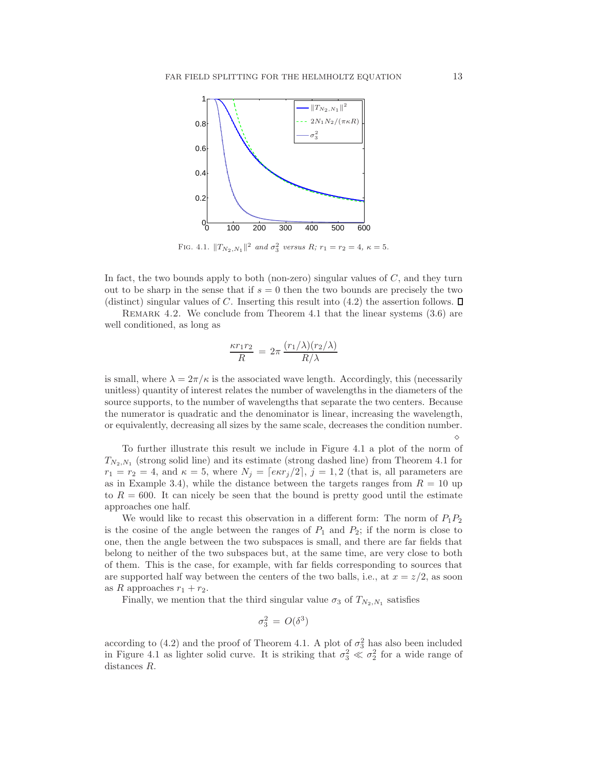FIG. 4.1. $\|T_{N_2,N_1}\|^2$ *and* $\sigma_3^2$ *versus* $R$*;* $r_1 = r_2 = 4$*,* $\kappa = 5$*.*

In fact, the two bounds apply to both (non-zero) singular values of $C$, and they turn out to be sharp in the sense that if $s = 0$ then the two bounds are precisely the two (distinct) singular values of $C$. Inserting this result into (4.2) the assertion follows. $\square$

REMARK 4.2. We conclude from Theorem 4.1 that the linear systems (3.6) are well conditioned, as long as

$$\frac{\kappa r_1 r_2}{R} \,=\, 2\pi\,\frac{(r_1/\lambda)(r_2/\lambda)}{R/\lambda}$$

is small, where $\lambda = 2\pi/\kappa$ is the associated wave length. Accordingly, this (necessarily unitless) quantity of interest relates the number of wavelengths in the diameters of the source supports, to the number of wavelengths that separate the two centers. Because the numerator is quadratic and the denominator is linear, increasing the wavelength, or equivalently, decreasing all sizes by the same scale, decreases the condition number. $\diamond$

To further illustrate this result we include in Figure 4.1 a plot of the norm of $T_{N_2,N_1}$ (strong solid line) and its estimate (strong dashed line) from Theorem 4.1 for $r_1 = r_2 = 4$, and $\kappa = 5$, where $N_j = \lceil e\kappa r_j/2 \rceil$, $j = 1,2$ (that is, all parameters are as in Example 3.4), while the distance between the targets ranges from $R = 10$ up to $R = 600$. It can nicely be seen that the bound is pretty good until the estimate approaches one half.

We would like to recast this observation in a different form: The norm of $P_1P_2$ is the cosine of the angle between the ranges of $P_1$ and $P_2$; if the norm is close to one, then the angle between the two subspaces is small, and there are far fields that belong to neither of the two subspaces but, at the same time, are very close to both of them. This is the case, for example, with far fields corresponding to sources that are supported half way between the centers of the two balls, i.e., at $x = z/2$, as soon as $R$ approaches $r_1 + r_2$.

Finally, we mention that the third singular value $\sigma_3$ of $T_{N_2,N_1}$ satisfies

$$\sigma_3^2 \,=\, O(\delta^3)$$

according to (4.2) and the proof of Theorem 4.1. A plot of $\sigma_3^2$ has also been included in Figure 4.1 as lighter solid curve. It is striking that $\sigma_3^2 \ll \sigma_2^2$ for a wide range of distances $R$.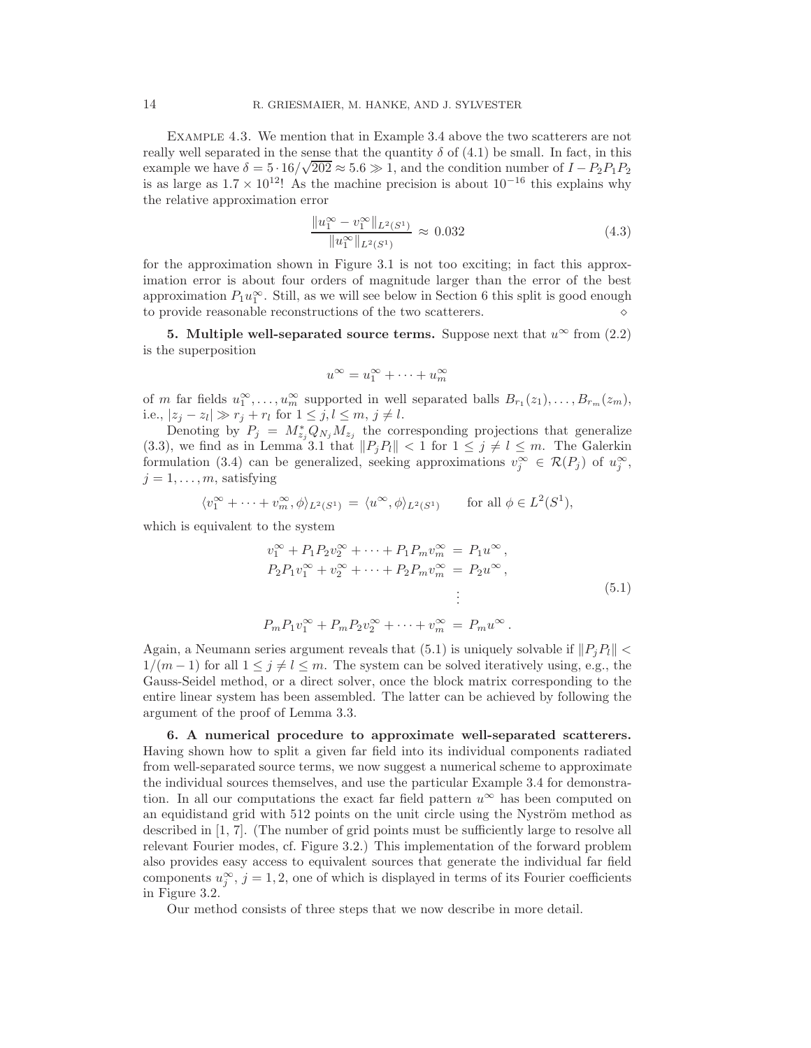Example 4.3. We mention that in Example 3.4 above the two scatterers are not really well separated in the sense that the quantity $\delta$ of (4.1) be small. In fact, in this example we have $\delta = 5 \cdot 16/\sqrt{202} \approx 5.6 \gg 1$, and the condition number of $I - P_2 P_1 P_2$ is as large as $1.7 \times 10^{12}$! As the machine precision is about $10^{-16}$ this explains why the relative approximation error

$$\frac{\|u_1^\infty - v_1^\infty\|_{L^2(S^1)}}{\|u_1^\infty\|_{L^2(S^1)}} \approx 0.032 \tag{4.3}$$

for the approximation shown in Figure 3.1 is not too exciting; in fact this approximation error is about four orders of magnitude larger than the error of the best approximation $P_1 u_1^\infty$. Still, as we will see below in Section 6 this split is good enough to provide reasonable reconstructions of the two scatterers. $\diamond$

**5. Multiple well-separated source terms.** Suppose next that $u^\infty$ from (2.2) is the superposition

$$u^\infty = u_1^\infty + \cdots + u_m^\infty$$

of $m$ far fields $u_1^\infty, \ldots, u_m^\infty$ supported in well separated balls $B_{r_1}(z_1), \ldots, B_{r_m}(z_m)$, i.e., $|z_j - z_l| \gg r_j + r_l$ for $1 \le j, l \le m$, $j \ne l$.

Denoting by $P_j = M_{z_j}^* Q_{N_j} M_{z_j}$ the corresponding projections that generalize (3.3), we find as in Lemma 3.1 that $\|P_j P_l\| < 1$ for $1 \le j \ne l \le m$. The Galerkin formulation (3.4) can be generalized, seeking approximations $v_j^\infty \in \mathcal{R}(P_j)$ of $u_j^\infty$, $j = 1, \ldots, m$, satisfying

$$\langle v_1^\infty + \cdots + v_m^\infty, \phi \rangle_{L^2(S^1)} = \langle u^\infty, \phi \rangle_{L^2(S^1)} \qquad \text{for all } \phi \in L^2(S^1),$$

which is equivalent to the system

$$\begin{aligned}
v_1^\infty + P_1 P_2 v_2^\infty + \cdots + P_1 P_m v_m^\infty &= P_1 u^\infty\,, \\
P_2 P_1 v_1^\infty + v_2^\infty + \cdots + P_2 P_m v_m^\infty &= P_2 u^\infty\,, \\
&\;\;\vdots \\
P_m P_1 v_1^\infty + P_m P_2 v_2^\infty + \cdots + v_m^\infty &= P_m u^\infty\,.
\end{aligned} \tag{5.1}$$

Again, a Neumann series argument reveals that (5.1) is uniquely solvable if $\|P_j P_l\| < 1/(m-1)$ for all $1 \le j \ne l \le m$. The system can be solved iteratively using, e.g., the Gauss-Seidel method, or a direct solver, once the block matrix corresponding to the entire linear system has been assembled. The latter can be achieved by following the argument of the proof of Lemma 3.3.

**6. A numerical procedure to approximate well-separated scatterers.** Having shown how to split a given far field into its individual components radiated from well-separated source terms, we now suggest a numerical scheme to approximate the individual sources themselves, and use the particular Example 3.4 for demonstration. In all our computations the exact far field pattern $u^\infty$ has been computed on an equidistand grid with 512 points on the unit circle using the Nyström method as described in [1, 7]. (The number of grid points must be sufficiently large to resolve all relevant Fourier modes, cf. Figure 3.2.) This implementation of the forward problem also provides easy access to equivalent sources that generate the individual far field components $u_j^\infty$, $j = 1, 2$, one of which is displayed in terms of its Fourier coefficients in Figure 3.2.

Our method consists of three steps that we now describe in more detail.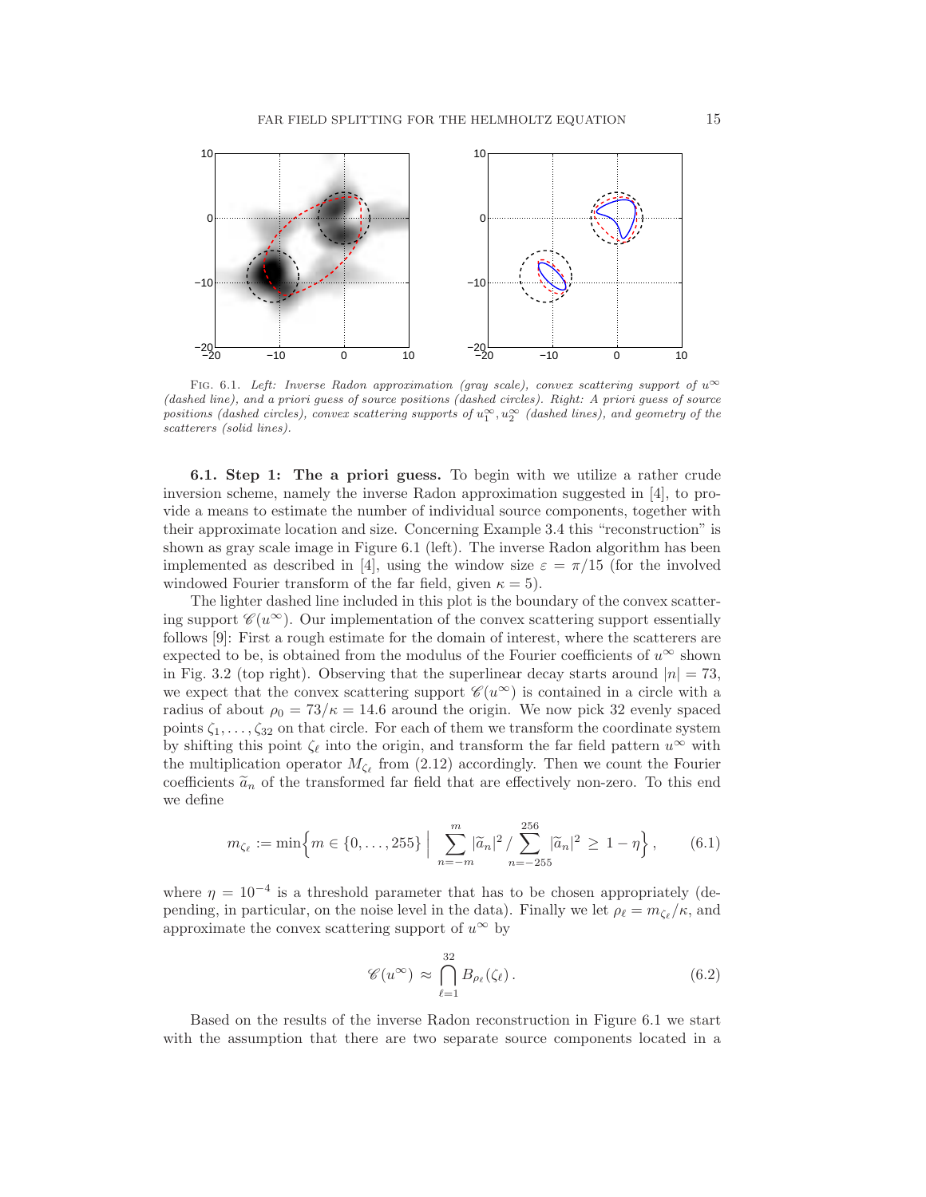FIG. 6.1. *Left: Inverse Radon approximation (gray scale), convex scattering support of $u^\infty$ (dashed line), and a priori guess of source positions (dashed circles). Right: A priori guess of source positions (dashed circles), convex scattering supports of $u_1^\infty, u_2^\infty$ (dashed lines), and geometry of the scatterers (solid lines).*

**6.1. Step 1: The a priori guess.** To begin with we utilize a rather crude inversion scheme, namely the inverse Radon approximation suggested in [4], to provide a means to estimate the number of individual source components, together with their approximate location and size. Concerning Example 3.4 this "reconstruction" is shown as gray scale image in Figure 6.1 (left). The inverse Radon algorithm has been implemented as described in [4], using the window size $\varepsilon = \pi/15$ (for the involved windowed Fourier transform of the far field, given $\kappa = 5$).

The lighter dashed line included in this plot is the boundary of the convex scattering support $\mathscr{C}(u^\infty)$. Our implementation of the convex scattering support essentially follows [9]: First a rough estimate for the domain of interest, where the scatterers are expected to be, is obtained from the modulus of the Fourier coefficients of $u^\infty$ shown in Fig. 3.2 (top right). Observing that the superlinear decay starts around $|n| = 73$, we expect that the convex scattering support $\mathscr{C}(u^\infty)$ is contained in a circle with a radius of about $\rho_0 = 73/\kappa = 14.6$ around the origin. We now pick 32 evenly spaced points $\zeta_1, \ldots, \zeta_{32}$ on that circle. For each of them we transform the coordinate system by shifting this point $\zeta_\ell$ into the origin, and transform the far field pattern $u^\infty$ with the multiplication operator $M_{\zeta_\ell}$ from (2.12) accordingly. Then we count the Fourier coefficients $\widetilde{a}_n$ of the transformed far field that are effectively non-zero. To this end we define

$$m_{\zeta_\ell} := \min\Big\{ m \in \{0,\ldots,255\} \;\Big|\; \sum_{n=-m}^{m} |\widetilde{a}_n|^2 \,/ \sum_{n=-255}^{256} |\widetilde{a}_n|^2 \,\geq\, 1-\eta \Big\}\,, \tag{6.1}$$

where $\eta = 10^{-4}$ is a threshold parameter that has to be chosen appropriately (depending, in particular, on the noise level in the data). Finally we let $\rho_\ell = m_{\zeta_\ell}/\kappa$, and approximate the convex scattering support of $u^\infty$ by

$$\mathscr{C}(u^\infty) \,\approx\, \bigcap_{\ell=1}^{32} B_{\rho_\ell}(\zeta_\ell)\,. \tag{6.2}$$

Based on the results of the inverse Radon reconstruction in Figure 6.1 we start with the assumption that there are two separate source components located in a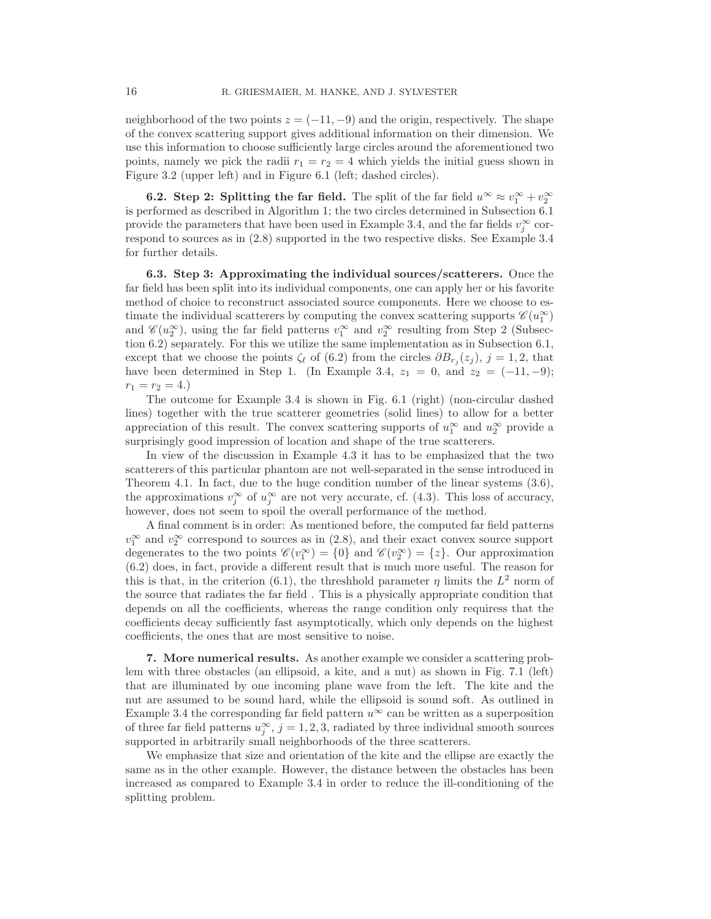neighborhood of the two points $z = (-11, -9)$ and the origin, respectively. The shape of the convex scattering support gives additional information on their dimension. We use this information to choose sufficiently large circles around the aforementioned two points, namely we pick the radii $r_1 = r_2 = 4$ which yields the initial guess shown in Figure 3.2 (upper left) and in Figure 6.1 (left; dashed circles).

**6.2. Step 2: Splitting the far field.** The split of the far field $u^\infty \approx v_1^\infty + v_2^\infty$ is performed as described in Algorithm 1; the two circles determined in Subsection 6.1 provide the parameters that have been used in Example 3.4, and the far fields $v_j^\infty$ correspond to sources as in (2.8) supported in the two respective disks. See Example 3.4 for further details.

**6.3. Step 3: Approximating the individual sources/scatterers.** Once the far field has been split into its individual components, one can apply her or his favorite method of choice to reconstruct associated source components. Here we choose to estimate the individual scatterers by computing the convex scattering supports $\mathscr{C}(u_1^\infty)$ and $\mathscr{C}(u_2^\infty)$, using the far field patterns $v_1^\infty$ and $v_2^\infty$ resulting from Step 2 (Subsection 6.2) separately. For this we utilize the same implementation as in Subsection 6.1, except that we choose the points $\zeta_\ell$ of (6.2) from the circles $\partial B_{r_j}(z_j)$, $j = 1, 2$, that have been determined in Step 1. (In Example 3.4, $z_1 = 0$, and $z_2 = (-11, -9)$; $r_1 = r_2 = 4$.)

The outcome for Example 3.4 is shown in Fig. 6.1 (right) (non-circular dashed lines) together with the true scatterer geometries (solid lines) to allow for a better appreciation of this result. The convex scattering supports of $u_1^\infty$ and $u_2^\infty$ provide a surprisingly good impression of location and shape of the true scatterers.

In view of the discussion in Example 4.3 it has to be emphasized that the two scatterers of this particular phantom are not well-separated in the sense introduced in Theorem 4.1. In fact, due to the huge condition number of the linear systems (3.6), the approximations $v_j^\infty$ of $u_j^\infty$ are not very accurate, cf. (4.3). This loss of accuracy, however, does not seem to spoil the overall performance of the method.

A final comment is in order: As mentioned before, the computed far field patterns $v_1^\infty$ and $v_2^\infty$ correspond to sources as in (2.8), and their exact convex source support degenerates to the two points $\mathscr{C}(v_1^\infty) = \{0\}$ and $\mathscr{C}(v_2^\infty) = \{z\}$. Our approximation (6.2) does, in fact, provide a different result that is much more useful. The reason for this is that, in the criterion (6.1), the threshhold parameter $\eta$ limits the $L^2$ norm of the source that radiates the far field . This is a physically appropriate condition that depends on all the coefficients, whereas the range condition only requiress that the coefficients decay sufficiently fast asymptotically, which only depends on the highest coefficients, the ones that are most sensitive to noise.

## 7. More numerical results.

As another example we consider a scattering problem with three obstacles (an ellipsoid, a kite, and a nut) as shown in Fig. 7.1 (left) that are illuminated by one incoming plane wave from the left. The kite and the nut are assumed to be sound hard, while the ellipsoid is sound soft. As outlined in Example 3.4 the corresponding far field pattern $u^\infty$ can be written as a superposition of three far field patterns $u_j^\infty$, $j = 1, 2, 3$, radiated by three individual smooth sources supported in arbitrarily small neighborhoods of the three scatterers.

We emphasize that size and orientation of the kite and the ellipse are exactly the same as in the other example. However, the distance between the obstacles has been increased as compared to Example 3.4 in order to reduce the ill-conditioning of the splitting problem.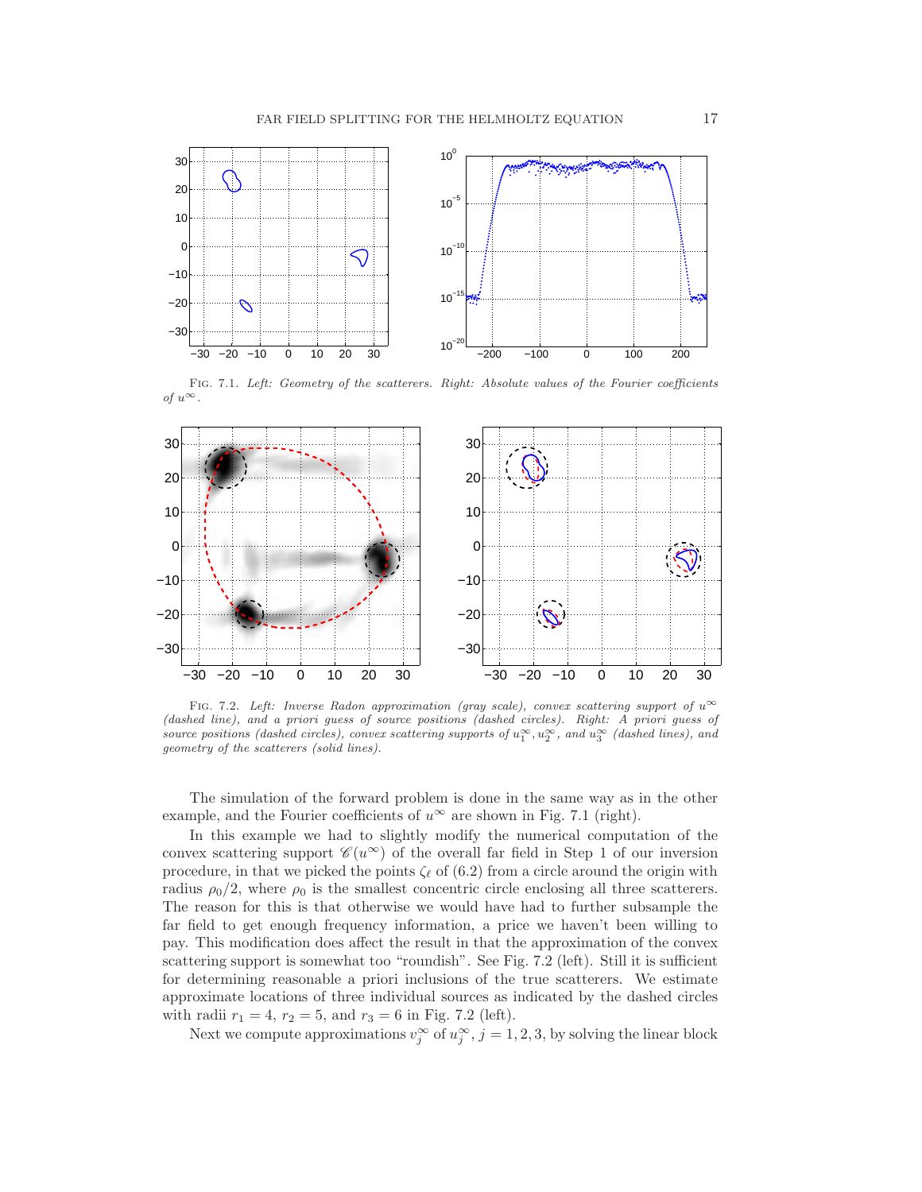FIG. 7.1. *Left: Geometry of the scatterers. Right: Absolute values of the Fourier coefficients of $u^\infty$.*

FIG. 7.2. *Left: Inverse Radon approximation (gray scale), convex scattering support of $u^\infty$ (dashed line), and a priori guess of source positions (dashed circles). Right: A priori guess of source positions (dashed circles), convex scattering supports of $u_1^\infty, u_2^\infty$, and $u_3^\infty$ (dashed lines), and geometry of the scatterers (solid lines).*

The simulation of the forward problem is done in the same way as in the other example, and the Fourier coefficients of $u^\infty$ are shown in Fig. 7.1 (right).

In this example we had to slightly modify the numerical computation of the convex scattering support $\mathscr{C}(u^\infty)$ of the overall far field in Step 1 of our inversion procedure, in that we picked the points $\zeta_\ell$ of (6.2) from a circle around the origin with radius $\rho_0/2$, where $\rho_0$ is the smallest concentric circle enclosing all three scatterers. The reason for this is that otherwise we would have had to further subsample the far field to get enough frequency information, a price we haven't been willing to pay. This modification does affect the result in that the approximation of the convex scattering support is somewhat too "roundish". See Fig. 7.2 (left). Still it is sufficient for determining reasonable a priori inclusions of the true scatterers. We estimate approximate locations of three individual sources as indicated by the dashed circles with radii $r_1 = 4$, $r_2 = 5$, and $r_3 = 6$ in Fig. 7.2 (left).

Next we compute approximations $v_j^\infty$ of $u_j^\infty$, $j = 1, 2, 3$, by solving the linear block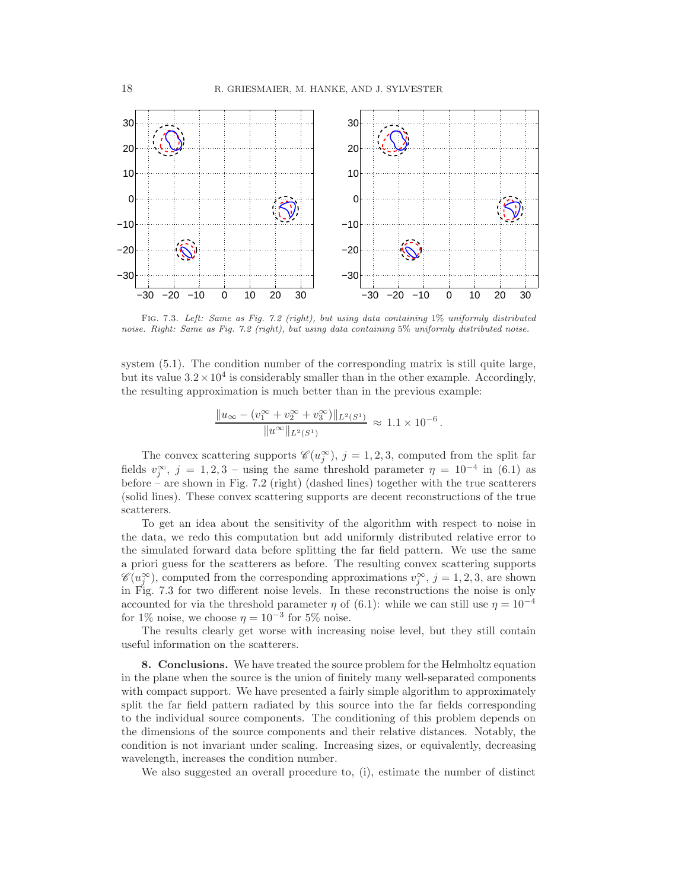Fig. 7.3. *Left: Same as Fig. 7.2 (right), but using data containing* 1% *uniformly distributed noise. Right: Same as Fig. 7.2 (right), but using data containing* 5% *uniformly distributed noise.*

system (5.1). The condition number of the corresponding matrix is still quite large, but its value $3.2 \times 10^4$ is considerably smaller than in the other example. Accordingly, the resulting approximation is much better than in the previous example:

$$\frac{\|u_\infty - (v_1^\infty + v_2^\infty + v_3^\infty)\|_{L^2(S^1)}}{\|u^\infty\|_{L^2(S^1)}} \approx 1.1 \times 10^{-6} .$$

The convex scattering supports $\mathscr{C}(u_j^\infty)$, $j = 1,2,3$, computed from the split far fields $v_j^\infty$, $j = 1,2,3$ – using the same threshold parameter $\eta = 10^{-4}$ in (6.1) as before – are shown in Fig. 7.2 (right) (dashed lines) together with the true scatterers (solid lines). These convex scattering supports are decent reconstructions of the true scatterers.

To get an idea about the sensitivity of the algorithm with respect to noise in the data, we redo this computation but add uniformly distributed relative error to the simulated forward data before splitting the far field pattern. We use the same a priori guess for the scatterers as before. The resulting convex scattering supports $\mathscr{C}(u_j^\infty)$, computed from the corresponding approximations $v_j^\infty$, $j = 1,2,3$, are shown in Fig. 7.3 for two different noise levels. In these reconstructions the noise is only accounted for via the threshold parameter $\eta$ of (6.1): while we can still use $\eta = 10^{-4}$ for 1% noise, we choose $\eta = 10^{-3}$ for 5% noise.

The results clearly get worse with increasing noise level, but they still contain useful information on the scatterers.

**8. Conclusions.** We have treated the source problem for the Helmholtz equation in the plane when the source is the union of finitely many well-separated components with compact support. We have presented a fairly simple algorithm to approximately split the far field pattern radiated by this source into the far fields corresponding to the individual source components. The conditioning of this problem depends on the dimensions of the source components and their relative distances. Notably, the condition is not invariant under scaling. Increasing sizes, or equivalently, decreasing wavelength, increases the condition number.

We also suggested an overall procedure to, (i), estimate the number of distinct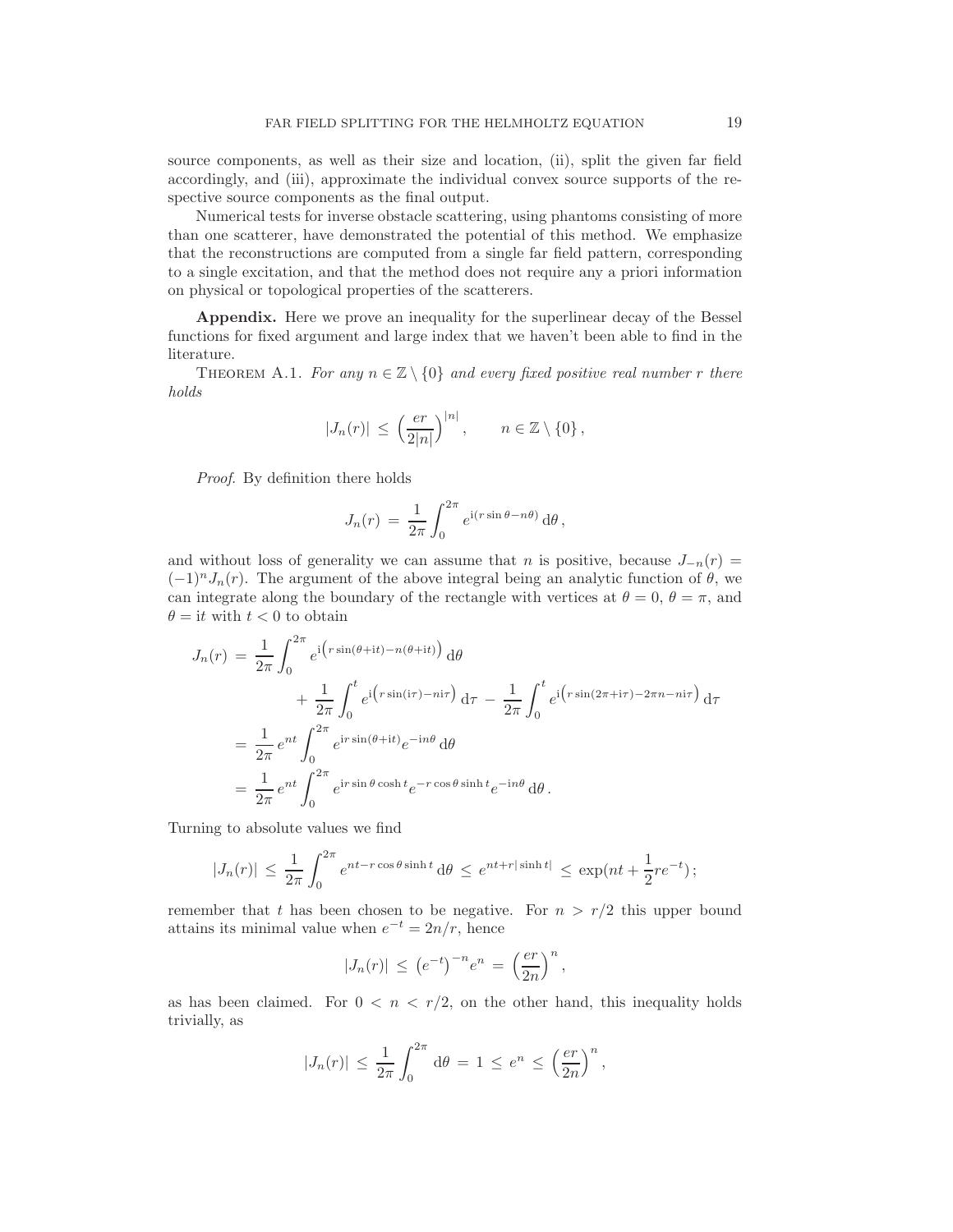source components, as well as their size and location, (ii), split the given far field accordingly, and (iii), approximate the individual convex source supports of the respective source components as the final output.

Numerical tests for inverse obstacle scattering, using phantoms consisting of more than one scatterer, have demonstrated the potential of this method. We emphasize that the reconstructions are computed from a single far field pattern, corresponding to a single excitation, and that the method does not require any a priori information on physical or topological properties of the scatterers.

**Appendix.** Here we prove an inequality for the superlinear decay of the Bessel functions for fixed argument and large index that we haven't been able to find in the literature.

THEOREM A.1. *For any $n \in \mathbb{Z} \setminus \{0\}$ and every fixed positive real number $r$ there holds*

$$|J_n(r)| \leq \left(\frac{er}{2|n|}\right)^{|n|}, \qquad n \in \mathbb{Z} \setminus \{0\},$$

*Proof.* By definition there holds

$$J_n(r) = \frac{1}{2\pi} \int_0^{2\pi} e^{\mathrm{i}(r \sin\theta - n\theta)} \, \mathrm{d}\theta ,$$

and without loss of generality we can assume that $n$ is positive, because $J_{-n}(r) = (-1)^n J_n(r)$. The argument of the above integral being an analytic function of $\theta$, we can integrate along the boundary of the rectangle with vertices at $\theta = 0$, $\theta = \pi$, and $\theta = \mathrm{i}t$ with $t < 0$ to obtain

$$\begin{aligned}
J_n(r) &= \frac{1}{2\pi} \int_0^{2\pi} e^{\mathrm{i}\left(r \sin(\theta + \mathrm{i}t) - n(\theta + \mathrm{i}t)\right)} \, \mathrm{d}\theta \\
&\qquad + \frac{1}{2\pi} \int_0^t e^{\mathrm{i}\left(r \sin(\mathrm{i}\tau) - n\mathrm{i}\tau\right)} \, \mathrm{d}\tau - \frac{1}{2\pi} \int_0^t e^{\mathrm{i}\left(r \sin(2\pi + \mathrm{i}\tau) - 2\pi n - n\mathrm{i}\tau\right)} \, \mathrm{d}\tau \\
&= \frac{1}{2\pi} e^{nt} \int_0^{2\pi} e^{\mathrm{i}r \sin(\theta + \mathrm{i}t)} e^{-\mathrm{i}n\theta} \, \mathrm{d}\theta \\
&= \frac{1}{2\pi} e^{nt} \int_0^{2\pi} e^{\mathrm{i}r \sin\theta \cosh t} e^{-r \cos\theta \sinh t} e^{-\mathrm{i}n\theta} \, \mathrm{d}\theta .
\end{aligned}$$

Turning to absolute values we find

$$|J_n(r)| \leq \frac{1}{2\pi} \int_0^{2\pi} e^{nt - r \cos\theta \sinh t} \, \mathrm{d}\theta \leq e^{nt + r|\sinh t|} \leq \exp(nt + \frac{1}{2} r e^{-t}) ;$$

remember that $t$ has been chosen to be negative. For $n > r/2$ this upper bound attains its minimal value when $e^{-t} = 2n/r$, hence

$$|J_n(r)| \leq \left(e^{-t}\right)^{-n} e^n = \left(\frac{er}{2n}\right)^n ,$$

as has been claimed. For $0 < n < r/2$, on the other hand, this inequality holds trivially, as

$$|J_n(r)| \leq \frac{1}{2\pi} \int_0^{2\pi} \mathrm{d}\theta = 1 \leq e^n \leq \left(\frac{er}{2n}\right)^n ,$$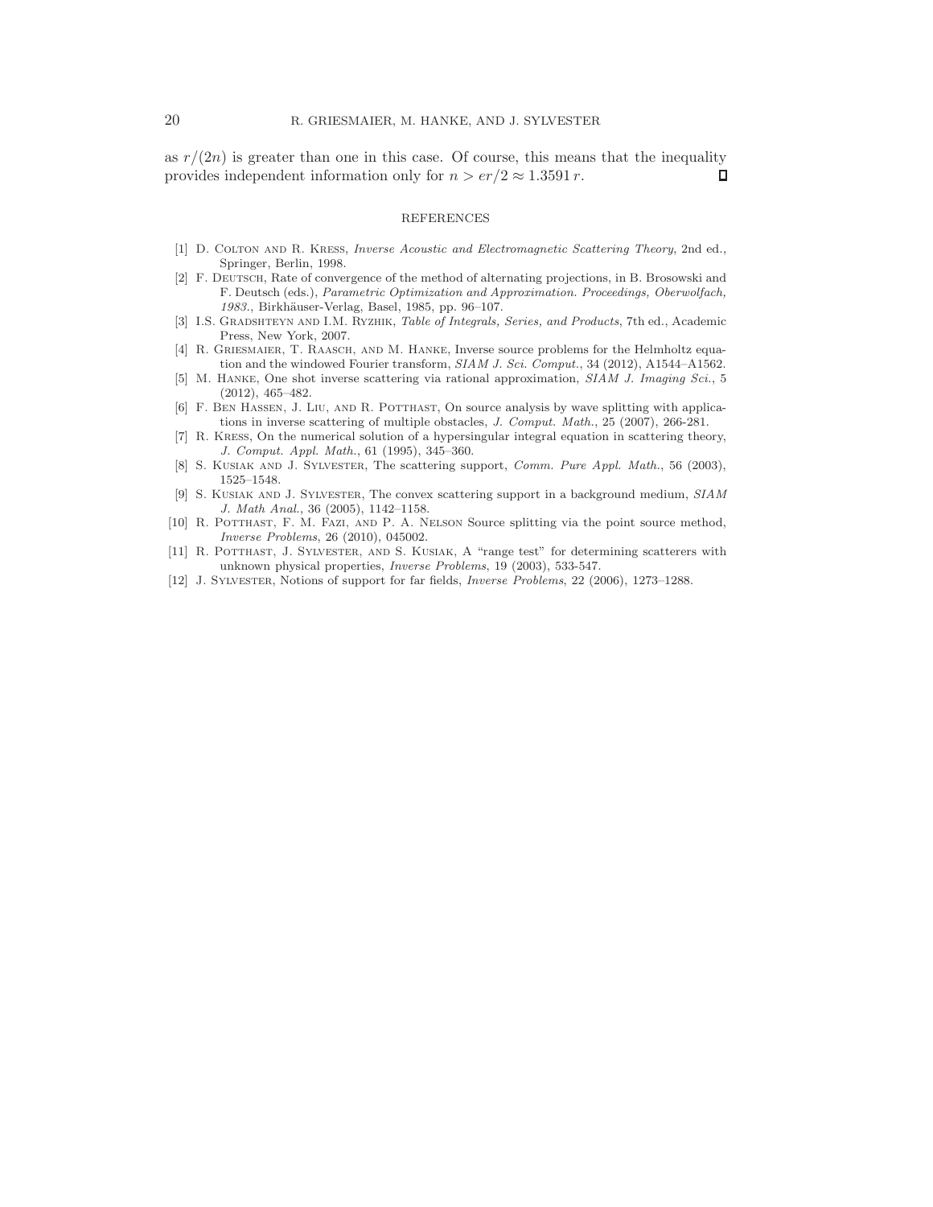as $r/(2n)$ is greater than one in this case. Of course, this means that the inequality provides independent information only for $n > er/2 \approx 1.3591\, r$. $\square$

## REFERENCES

[1] D. Colton and R. Kress, *Inverse Acoustic and Electromagnetic Scattering Theory*, 2nd ed., Springer, Berlin, 1998.

[2] F. Deutsch, Rate of convergence of the method of alternating projections, in B. Brosowski and F. Deutsch (eds.), *Parametric Optimization and Approximation. Proceedings, Oberwolfach, 1983.*, Birkhäuser-Verlag, Basel, 1985, pp. 96–107.

[3] I.S. Gradshteyn and I.M. Ryzhik, *Table of Integrals, Series, and Products*, 7th ed., Academic Press, New York, 2007.

[4] R. Griesmaier, T. Raasch, and M. Hanke, Inverse source problems for the Helmholtz equation and the windowed Fourier transform, *SIAM J. Sci. Comput.*, 34 (2012), A1544–A1562.

[5] M. Hanke, One shot inverse scattering via rational approximation, *SIAM J. Imaging Sci.*, 5 (2012), 465–482.

[6] F. Ben Hassen, J. Liu, and R. Potthast, On source analysis by wave splitting with applications in inverse scattering of multiple obstacles, *J. Comput. Math.*, 25 (2007), 266-281.

[7] R. Kress, On the numerical solution of a hypersingular integral equation in scattering theory, *J. Comput. Appl. Math.*, 61 (1995), 345–360.

[8] S. Kusiak and J. Sylvester, The scattering support, *Comm. Pure Appl. Math.*, 56 (2003), 1525–1548.

[9] S. Kusiak and J. Sylvester, The convex scattering support in a background medium, *SIAM J. Math Anal.*, 36 (2005), 1142–1158.

[10] R. Potthast, F. M. Fazi, and P. A. Nelson Source splitting via the point source method, *Inverse Problems*, 26 (2010), 045002.

[11] R. Potthast, J. Sylvester, and S. Kusiak, A "range test" for determining scatterers with unknown physical properties, *Inverse Problems*, 19 (2003), 533-547.

[12] J. Sylvester, Notions of support for far fields, *Inverse Problems*, 22 (2006), 1273–1288.